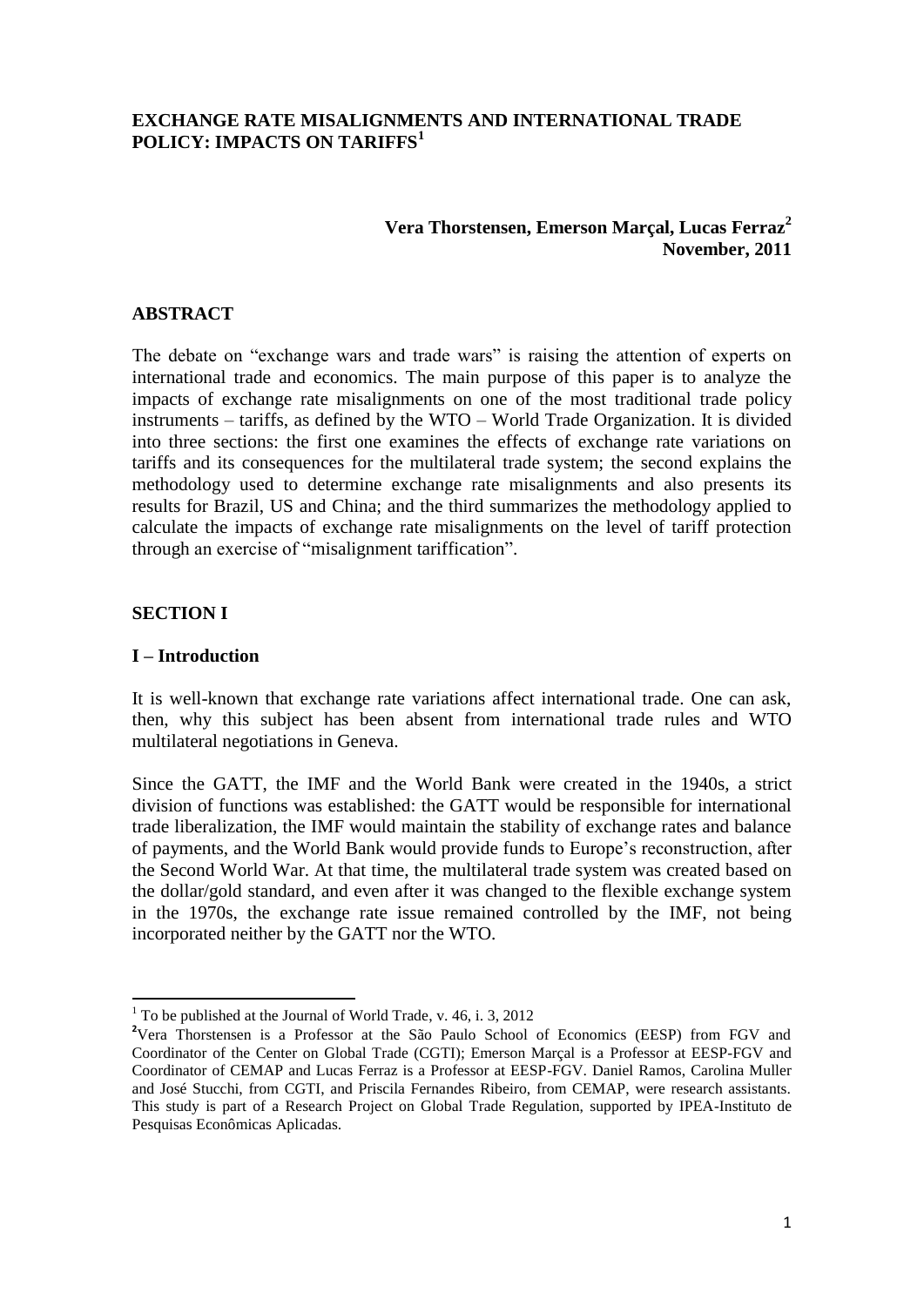# EXCHANGE RATE MISALIGNMENTS AND INTERNATIONAL TRADE POLICY: IMPACTS ON TARIFFS[1]

**Vera Thorstensen, Emerson Marçal, Lucas Ferraz[2]**
**November, 2011**

## ABSTRACT

The debate on "exchange wars and trade wars" is raising the attention of experts on international trade and economics. The main purpose of this paper is to analyze the impacts of exchange rate misalignments on one of the most traditional trade policy instruments – tariffs, as defined by the WTO – World Trade Organization. It is divided into three sections: the first one examines the effects of exchange rate variations on tariffs and its consequences for the multilateral trade system; the second explains the methodology used to determine exchange rate misalignments and also presents its results for Brazil, US and China; and the third summarizes the methodology applied to calculate the impacts of exchange rate misalignments on the level of tariff protection through an exercise of "misalignment tariffication".

## SECTION I

### I – Introduction

It is well-known that exchange rate variations affect international trade. One can ask, then, why this subject has been absent from international trade rules and WTO multilateral negotiations in Geneva.

Since the GATT, the IMF and the World Bank were created in the 1940s, a strict division of functions was established: the GATT would be responsible for international trade liberalization, the IMF would maintain the stability of exchange rates and balance of payments, and the World Bank would provide funds to Europe's reconstruction, after the Second World War. At that time, the multilateral trade system was created based on the dollar/gold standard, and even after it was changed to the flexible exchange system in the 1970s, the exchange rate issue remained controlled by the IMF, not being incorporated neither by the GATT nor the WTO.

---

[1] To be published at the Journal of World Trade, v. 46, i. 3, 2012

[2] Vera Thorstensen is a Professor at the São Paulo School of Economics (EESP) from FGV and Coordinator of the Center on Global Trade (CGTI); Emerson Marçal is a Professor at EESP-FGV and Coordinator of CEMAP and Lucas Ferraz is a Professor at EESP-FGV. Daniel Ramos, Carolina Muller and José Stucchi, from CGTI, and Priscila Fernandes Ribeiro, from CEMAP, were research assistants. This study is part of a Research Project on Global Trade Regulation, supported by IPEA-Instituto de Pesquisas Econômicas Aplicadas.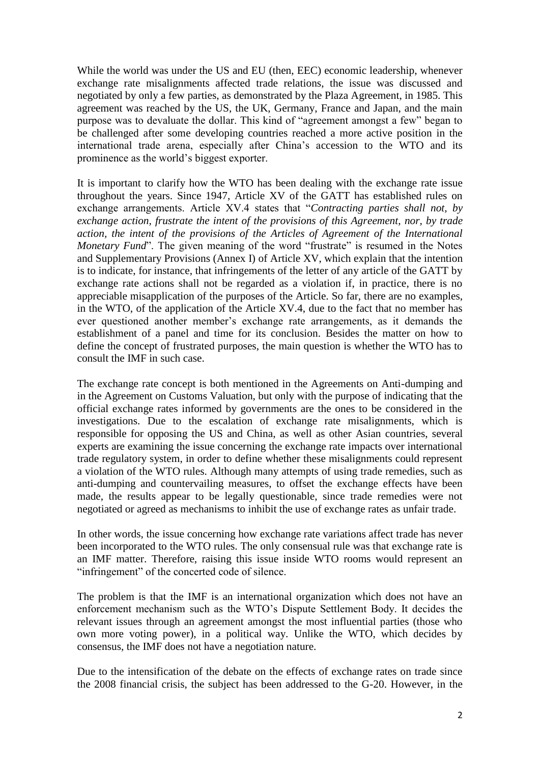While the world was under the US and EU (then, EEC) economic leadership, whenever exchange rate misalignments affected trade relations, the issue was discussed and negotiated by only a few parties, as demonstrated by the Plaza Agreement, in 1985. This agreement was reached by the US, the UK, Germany, France and Japan, and the main purpose was to devaluate the dollar. This kind of "agreement amongst a few" began to be challenged after some developing countries reached a more active position in the international trade arena, especially after China's accession to the WTO and its prominence as the world's biggest exporter.

It is important to clarify how the WTO has been dealing with the exchange rate issue throughout the years. Since 1947, Article XV of the GATT has established rules on exchange arrangements. Article XV.4 states that "*Contracting parties shall not, by exchange action, frustrate the intent of the provisions of this Agreement, nor, by trade action, the intent of the provisions of the Articles of Agreement of the International Monetary Fund*". The given meaning of the word "frustrate" is resumed in the Notes and Supplementary Provisions (Annex I) of Article XV, which explain that the intention is to indicate, for instance, that infringements of the letter of any article of the GATT by exchange rate actions shall not be regarded as a violation if, in practice, there is no appreciable misapplication of the purposes of the Article. So far, there are no examples, in the WTO, of the application of the Article XV.4, due to the fact that no member has ever questioned another member's exchange rate arrangements, as it demands the establishment of a panel and time for its conclusion. Besides the matter on how to define the concept of frustrated purposes, the main question is whether the WTO has to consult the IMF in such case.

The exchange rate concept is both mentioned in the Agreements on Anti-dumping and in the Agreement on Customs Valuation, but only with the purpose of indicating that the official exchange rates informed by governments are the ones to be considered in the investigations. Due to the escalation of exchange rate misalignments, which is responsible for opposing the US and China, as well as other Asian countries, several experts are examining the issue concerning the exchange rate impacts over international trade regulatory system, in order to define whether these misalignments could represent a violation of the WTO rules. Although many attempts of using trade remedies, such as anti-dumping and countervailing measures, to offset the exchange effects have been made, the results appear to be legally questionable, since trade remedies were not negotiated or agreed as mechanisms to inhibit the use of exchange rates as unfair trade.

In other words, the issue concerning how exchange rate variations affect trade has never been incorporated to the WTO rules. The only consensual rule was that exchange rate is an IMF matter. Therefore, raising this issue inside WTO rooms would represent an "infringement" of the concerted code of silence.

The problem is that the IMF is an international organization which does not have an enforcement mechanism such as the WTO's Dispute Settlement Body. It decides the relevant issues through an agreement amongst the most influential parties (those who own more voting power), in a political way. Unlike the WTO, which decides by consensus, the IMF does not have a negotiation nature.

Due to the intensification of the debate on the effects of exchange rates on trade since the 2008 financial crisis, the subject has been addressed to the G-20. However, in the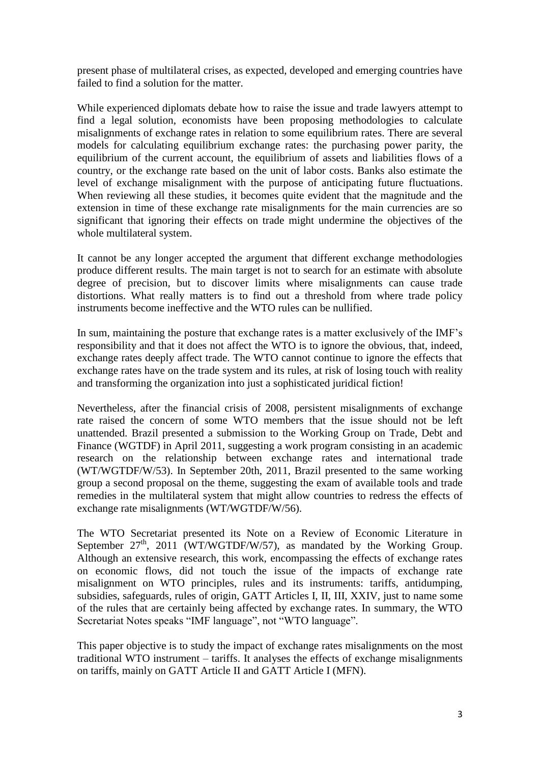present phase of multilateral crises, as expected, developed and emerging countries have failed to find a solution for the matter.

While experienced diplomats debate how to raise the issue and trade lawyers attempt to find a legal solution, economists have been proposing methodologies to calculate misalignments of exchange rates in relation to some equilibrium rates. There are several models for calculating equilibrium exchange rates: the purchasing power parity, the equilibrium of the current account, the equilibrium of assets and liabilities flows of a country, or the exchange rate based on the unit of labor costs. Banks also estimate the level of exchange misalignment with the purpose of anticipating future fluctuations. When reviewing all these studies, it becomes quite evident that the magnitude and the extension in time of these exchange rate misalignments for the main currencies are so significant that ignoring their effects on trade might undermine the objectives of the whole multilateral system.

It cannot be any longer accepted the argument that different exchange methodologies produce different results. The main target is not to search for an estimate with absolute degree of precision, but to discover limits where misalignments can cause trade distortions. What really matters is to find out a threshold from where trade policy instruments become ineffective and the WTO rules can be nullified.

In sum, maintaining the posture that exchange rates is a matter exclusively of the IMF's responsibility and that it does not affect the WTO is to ignore the obvious, that, indeed, exchange rates deeply affect trade. The WTO cannot continue to ignore the effects that exchange rates have on the trade system and its rules, at risk of losing touch with reality and transforming the organization into just a sophisticated juridical fiction!

Nevertheless, after the financial crisis of 2008, persistent misalignments of exchange rate raised the concern of some WTO members that the issue should not be left unattended. Brazil presented a submission to the Working Group on Trade, Debt and Finance (WGTDF) in April 2011, suggesting a work program consisting in an academic research on the relationship between exchange rates and international trade (WT/WGTDF/W/53). In September 20th, 2011, Brazil presented to the same working group a second proposal on the theme, suggesting the exam of available tools and trade remedies in the multilateral system that might allow countries to redress the effects of exchange rate misalignments (WT/WGTDF/W/56).

The WTO Secretariat presented its Note on a Review of Economic Literature in September 27th, 2011 (WT/WGTDF/W/57), as mandated by the Working Group. Although an extensive research, this work, encompassing the effects of exchange rates on economic flows, did not touch the issue of the impacts of exchange rate misalignment on WTO principles, rules and its instruments: tariffs, antidumping, subsidies, safeguards, rules of origin, GATT Articles I, II, III, XXIV, just to name some of the rules that are certainly being affected by exchange rates. In summary, the WTO Secretariat Notes speaks "IMF language", not "WTO language".

This paper objective is to study the impact of exchange rates misalignments on the most traditional WTO instrument – tariffs. It analyses the effects of exchange misalignments on tariffs, mainly on GATT Article II and GATT Article I (MFN).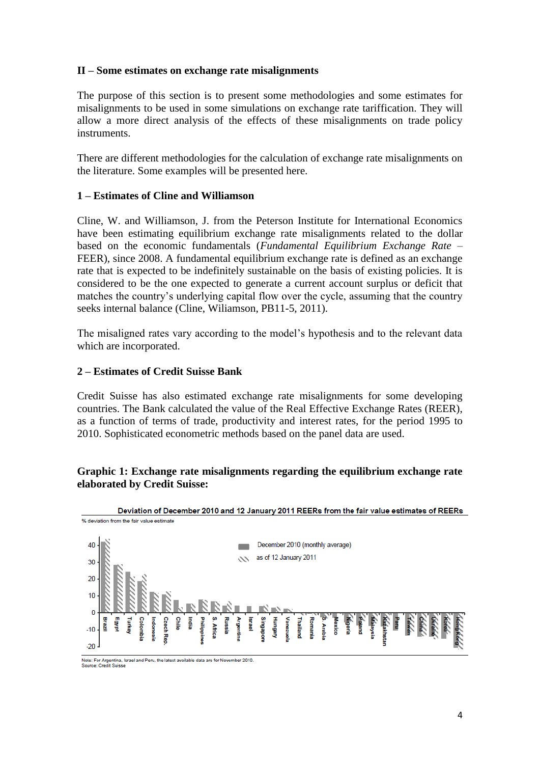## II – Some estimates on exchange rate misalignments

The purpose of this section is to present some methodologies and some estimates for misalignments to be used in some simulations on exchange rate tariffication. They will allow a more direct analysis of the effects of these misalignments on trade policy instruments.

There are different methodologies for the calculation of exchange rate misalignments on the literature. Some examples will be presented here.

### 1 – Estimates of Cline and Williamson

Cline, W. and Williamson, J. from the Peterson Institute for International Economics have been estimating equilibrium exchange rate misalignments related to the dollar based on the economic fundamentals (*Fundamental Equilibrium Exchange Rate* – FEER), since 2008. A fundamental equilibrium exchange rate is defined as an exchange rate that is expected to be indefinitely sustainable on the basis of existing policies. It is considered to be the one expected to generate a current account surplus or deficit that matches the country's underlying capital flow over the cycle, assuming that the country seeks internal balance (Cline, Wiliamson, PB11-5, 2011).

The misaligned rates vary according to the model's hypothesis and to the relevant data which are incorporated.

### 2 – Estimates of Credit Suisse Bank

Credit Suisse has also estimated exchange rate misalignments for some developing countries. The Bank calculated the value of the Real Effective Exchange Rates (REER), as a function of terms of trade, productivity and interest rates, for the period 1995 to 2010. Sophisticated econometric methods based on the panel data are used.

**Graphic 1: Exchange rate misalignments regarding the equilibrium exchange rate elaborated by Credit Suisse:**

Deviation of December 2010 and 12 January 2011 REERs from the fair value estimates of REERs

% deviation from the fair value estimate

Legend: December 2010 (monthly average); as of 12 January 2011

Countries: Brazil, Egypt, Turkey, Colombia, Indonesia, Czech Rep., Chile, India, Philippines, S. Africa, Russia, Argentina, Israel, Singapore, Hungary, Venezuela, Thailand, Romania, S. Arabia, Mexico, Nigeria, Poland, Malaysia, Kazakhstan, Peru, Taiwan, China, Ukraine, Korea, Hong Kong

Note: For Argentina, Israel and Peru, the latest available data are for November 2010.
Source: Credit Suisse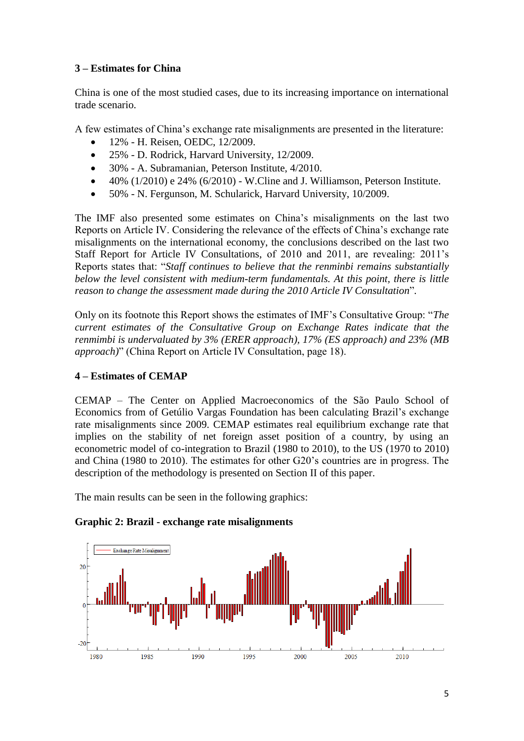### 3 – Estimates for China

China is one of the most studied cases, due to its increasing importance on international trade scenario.

A few estimates of China's exchange rate misalignments are presented in the literature:

- 12% - H. Reisen, OEDC, 12/2009.
- 25% - D. Rodrick, Harvard University, 12/2009.
- 30% - A. Subramanian, Peterson Institute, 4/2010.
- 40% (1/2010) e 24% (6/2010) - W.Cline and J. Williamson, Peterson Institute.
- 50% - N. Fergunson, M. Schularick, Harvard University, 10/2009.

The IMF also presented some estimates on China's misalignments on the last two Reports on Article IV. Considering the relevance of the effects of China's exchange rate misalignments on the international economy, the conclusions described on the last two Staff Report for Article IV Consultations, of 2010 and 2011, are revealing: 2011's Reports states that: "*Staff continues to believe that the renminbi remains substantially below the level consistent with medium-term fundamentals. At this point, there is little reason to change the assessment made during the 2010 Article IV Consultation*".

Only on its footnote this Report shows the estimates of IMF's Consultative Group: "*The current estimates of the Consultative Group on Exchange Rates indicate that the renmimbi is undervaluated by 3% (ERER approach), 17% (ES approach) and 23% (MB approach)*" (China Report on Article IV Consultation, page 18).

### 4 – Estimates of CEMAP

CEMAP – The Center on Applied Macroeconomics of the São Paulo School of Economics from of Getúlio Vargas Foundation has been calculating Brazil's exchange rate misalignments since 2009. CEMAP estimates real equilibrium exchange rate that implies on the stability of net foreign asset position of a country, by using an econometric model of co-integration to Brazil (1980 to 2010), to the US (1970 to 2010) and China (1980 to 2010). The estimates for other G20's countries are in progress. The description of the methodology is presented on Section II of this paper.

The main results can be seen in the following graphics:

**Graphic 2: Brazil - exchange rate misalignments**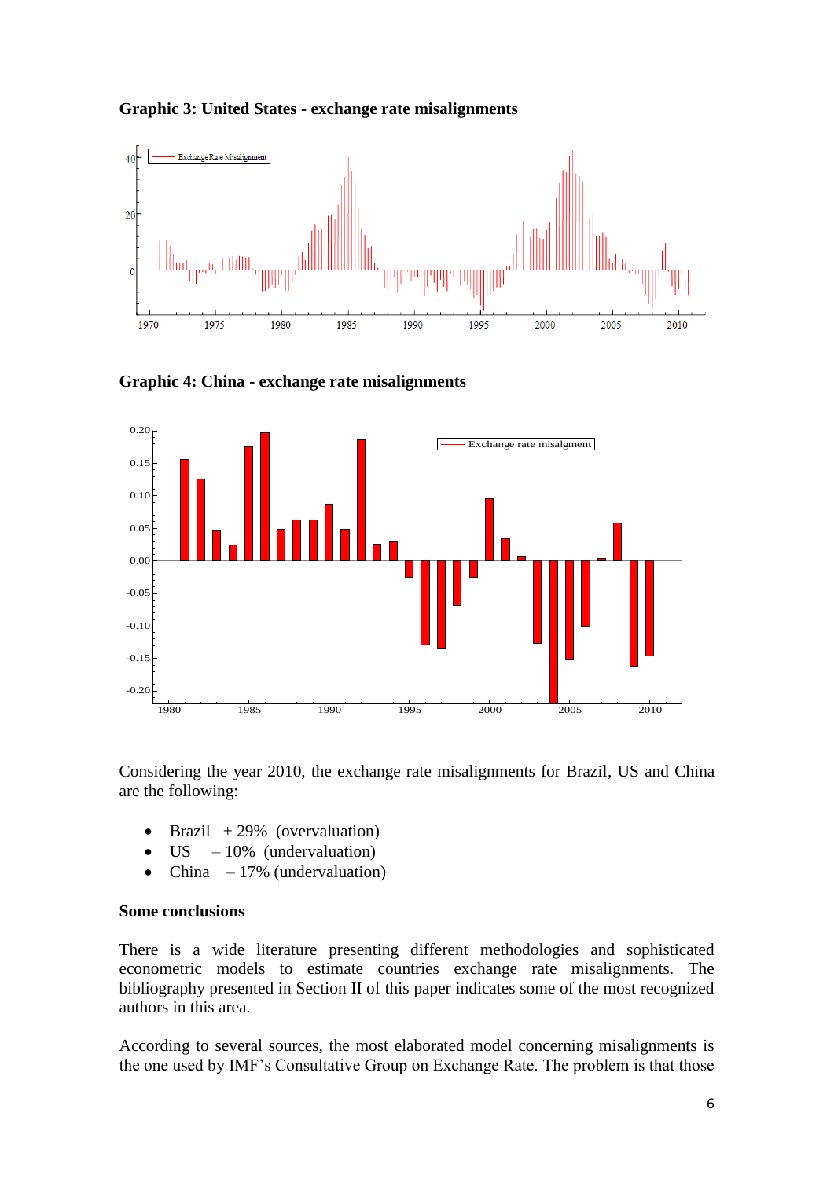**Graphic 3: United States - exchange rate misalignments**

**Graphic 4: China - exchange rate misalignments**

Considering the year 2010, the exchange rate misalignments for Brazil, US and China are the following:

- Brazil + 29% (overvaluation)
- US – 10% (undervaluation)
- China – 17% (undervaluation)

**Some conclusions**

There is a wide literature presenting different methodologies and sophisticated econometric models to estimate countries exchange rate misalignments. The bibliography presented in Section II of this paper indicates some of the most recognized authors in this area.

According to several sources, the most elaborated model concerning misalignments is the one used by IMF's Consultative Group on Exchange Rate. The problem is that those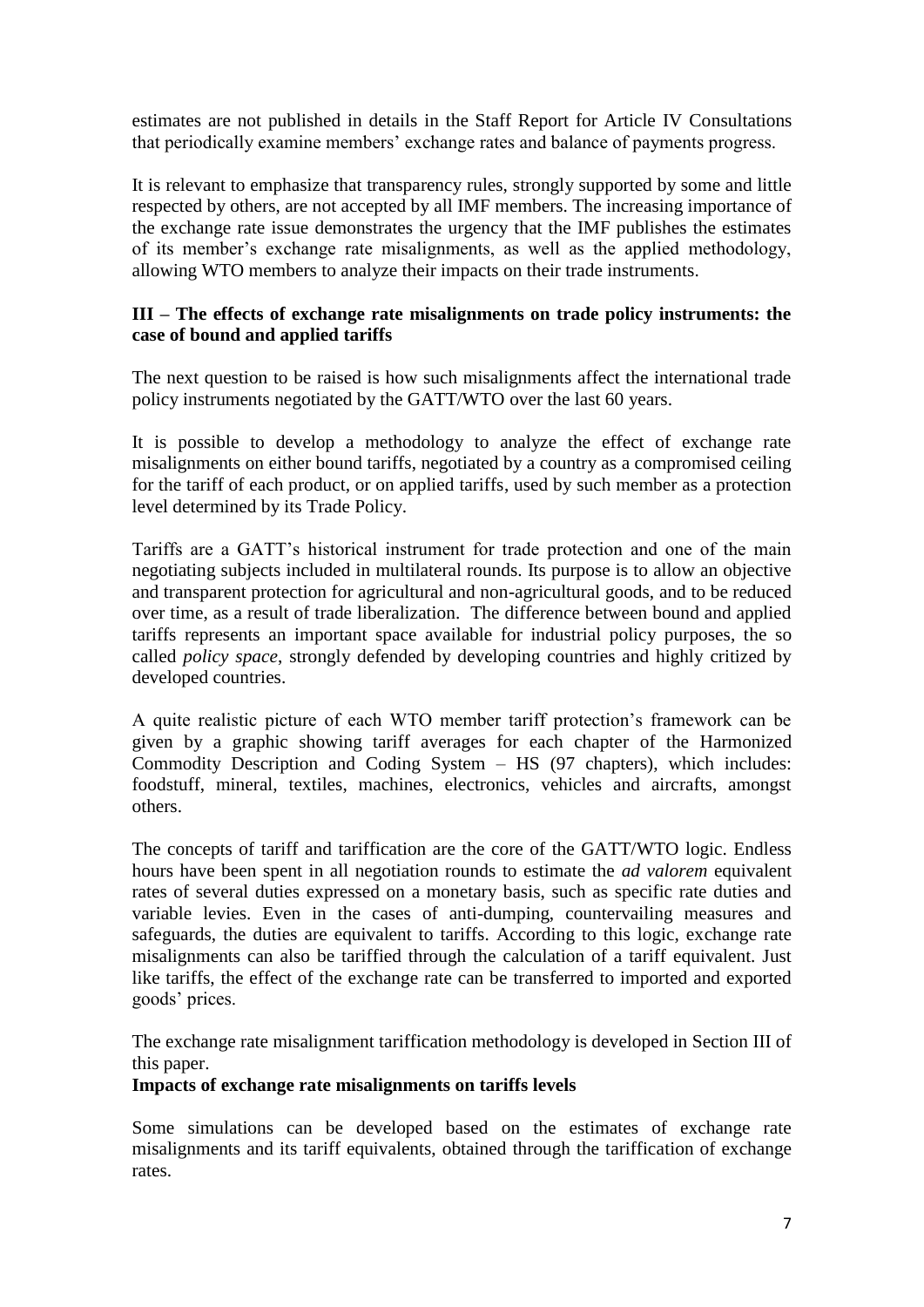estimates are not published in details in the Staff Report for Article IV Consultations that periodically examine members' exchange rates and balance of payments progress.

It is relevant to emphasize that transparency rules, strongly supported by some and little respected by others, are not accepted by all IMF members. The increasing importance of the exchange rate issue demonstrates the urgency that the IMF publishes the estimates of its member's exchange rate misalignments, as well as the applied methodology, allowing WTO members to analyze their impacts on their trade instruments.

## III – The effects of exchange rate misalignments on trade policy instruments: the case of bound and applied tariffs

The next question to be raised is how such misalignments affect the international trade policy instruments negotiated by the GATT/WTO over the last 60 years.

It is possible to develop a methodology to analyze the effect of exchange rate misalignments on either bound tariffs, negotiated by a country as a compromised ceiling for the tariff of each product, or on applied tariffs, used by such member as a protection level determined by its Trade Policy.

Tariffs are a GATT's historical instrument for trade protection and one of the main negotiating subjects included in multilateral rounds. Its purpose is to allow an objective and transparent protection for agricultural and non-agricultural goods, and to be reduced over time, as a result of trade liberalization. The difference between bound and applied tariffs represents an important space available for industrial policy purposes, the so called *policy space*, strongly defended by developing countries and highly critized by developed countries.

A quite realistic picture of each WTO member tariff protection's framework can be given by a graphic showing tariff averages for each chapter of the Harmonized Commodity Description and Coding System – HS (97 chapters), which includes: foodstuff, mineral, textiles, machines, electronics, vehicles and aircrafts, amongst others.

The concepts of tariff and tariffication are the core of the GATT/WTO logic. Endless hours have been spent in all negotiation rounds to estimate the *ad valorem* equivalent rates of several duties expressed on a monetary basis, such as specific rate duties and variable levies. Even in the cases of anti-dumping, countervailing measures and safeguards, the duties are equivalent to tariffs. According to this logic, exchange rate misalignments can also be tariffied through the calculation of a tariff equivalent. Just like tariffs, the effect of the exchange rate can be transferred to imported and exported goods' prices.

The exchange rate misalignment tariffication methodology is developed in Section III of this paper.

### Impacts of exchange rate misalignments on tariffs levels

Some simulations can be developed based on the estimates of exchange rate misalignments and its tariff equivalents, obtained through the tariffication of exchange rates.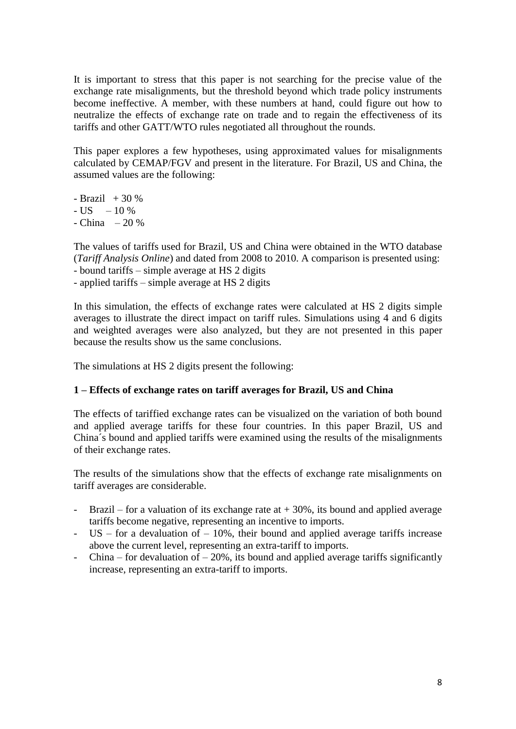It is important to stress that this paper is not searching for the precise value of the exchange rate misalignments, but the threshold beyond which trade policy instruments become ineffective. A member, with these numbers at hand, could figure out how to neutralize the effects of exchange rate on trade and to regain the effectiveness of its tariffs and other GATT/WTO rules negotiated all throughout the rounds.

This paper explores a few hypotheses, using approximated values for misalignments calculated by CEMAP/FGV and present in the literature. For Brazil, US and China, the assumed values are the following:

- Brazil + 30 %
- US – 10 %
- China – 20 %

The values of tariffs used for Brazil, US and China were obtained in the WTO database (*Tariff Analysis Online*) and dated from 2008 to 2010. A comparison is presented using:
- bound tariffs – simple average at HS 2 digits
- applied tariffs – simple average at HS 2 digits

In this simulation, the effects of exchange rates were calculated at HS 2 digits simple averages to illustrate the direct impact on tariff rules. Simulations using 4 and 6 digits and weighted averages were also analyzed, but they are not presented in this paper because the results show us the same conclusions.

The simulations at HS 2 digits present the following:

**1 – Effects of exchange rates on tariff averages for Brazil, US and China**

The effects of tariffied exchange rates can be visualized on the variation of both bound and applied average tariffs for these four countries. In this paper Brazil, US and China´s bound and applied tariffs were examined using the results of the misalignments of their exchange rates.

The results of the simulations show that the effects of exchange rate misalignments on tariff averages are considerable.

- Brazil – for a valuation of its exchange rate at + 30%, its bound and applied average tariffs become negative, representing an incentive to imports.
- US – for a devaluation of – 10%, their bound and applied average tariffs increase above the current level, representing an extra-tariff to imports.
- China – for devaluation of – 20%, its bound and applied average tariffs significantly increase, representing an extra-tariff to imports.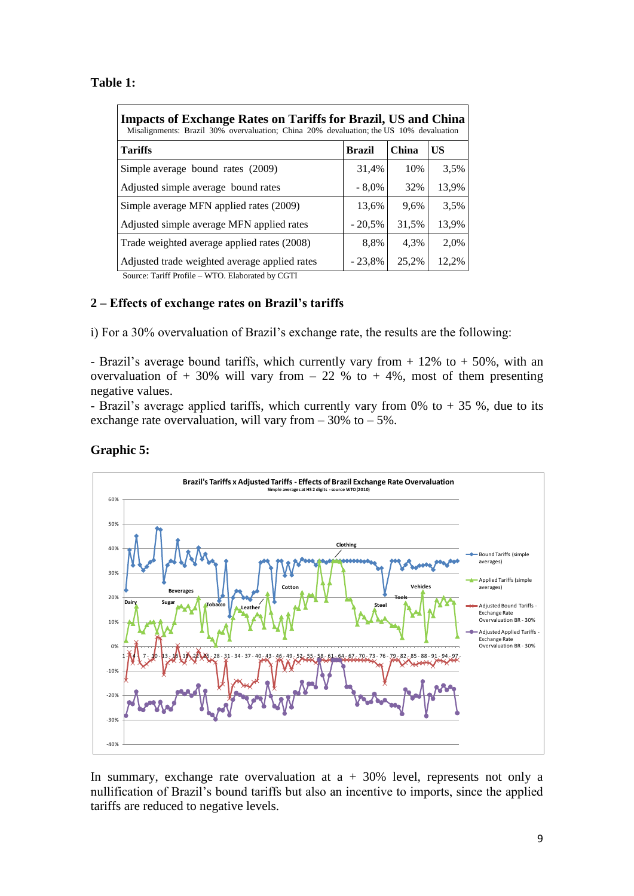**Table 1:**

| Impacts of Exchange Rates on Tariffs for Brazil, US and China<br>Misalignments: Brazil 30% overvaluation; China 20% devaluation; the US 10% devaluation | | | |
|---|---|---|---|
| **Tariffs** | **Brazil** | **China** | **US** |
| Simple average bound rates (2009) | 31,4% | 10% | 3,5% |
| Adjusted simple average bound rates | - 8,0% | 32% | 13,9% |
| Simple average MFN applied rates (2009) | 13,6% | 9,6% | 3,5% |
| Adjusted simple average MFN applied rates | - 20,5% | 31,5% | 13,9% |
| Trade weighted average applied rates (2008) | 8,8% | 4,3% | 2,0% |
| Adjusted trade weighted average applied rates | - 23,8% | 25,2% | 12,2% |

Source: Tariff Profile – WTO. Elaborated by CGTI

## 2 – Effects of exchange rates on Brazil's tariffs

i) For a 30% overvaluation of Brazil's exchange rate, the results are the following:

- Brazil's average bound tariffs, which currently vary from + 12% to + 50%, with an overvaluation of + 30% will vary from – 22 % to + 4%, most of them presenting negative values.
- Brazil's average applied tariffs, which currently vary from 0% to + 35 %, due to its exchange rate overvaluation, will vary from – 30% to – 5%.

**Graphic 5:**

**Brazil's Tariffs x Adjusted Tariffs - Effects of Brazil Exchange Rate Overvaluation**
Simple averages at HS 2 digits - source WTO (2010)

In summary, exchange rate overvaluation at a + 30% level, represents not only a nullification of Brazil's bound tariffs but also an incentive to imports, since the applied tariffs are reduced to negative levels.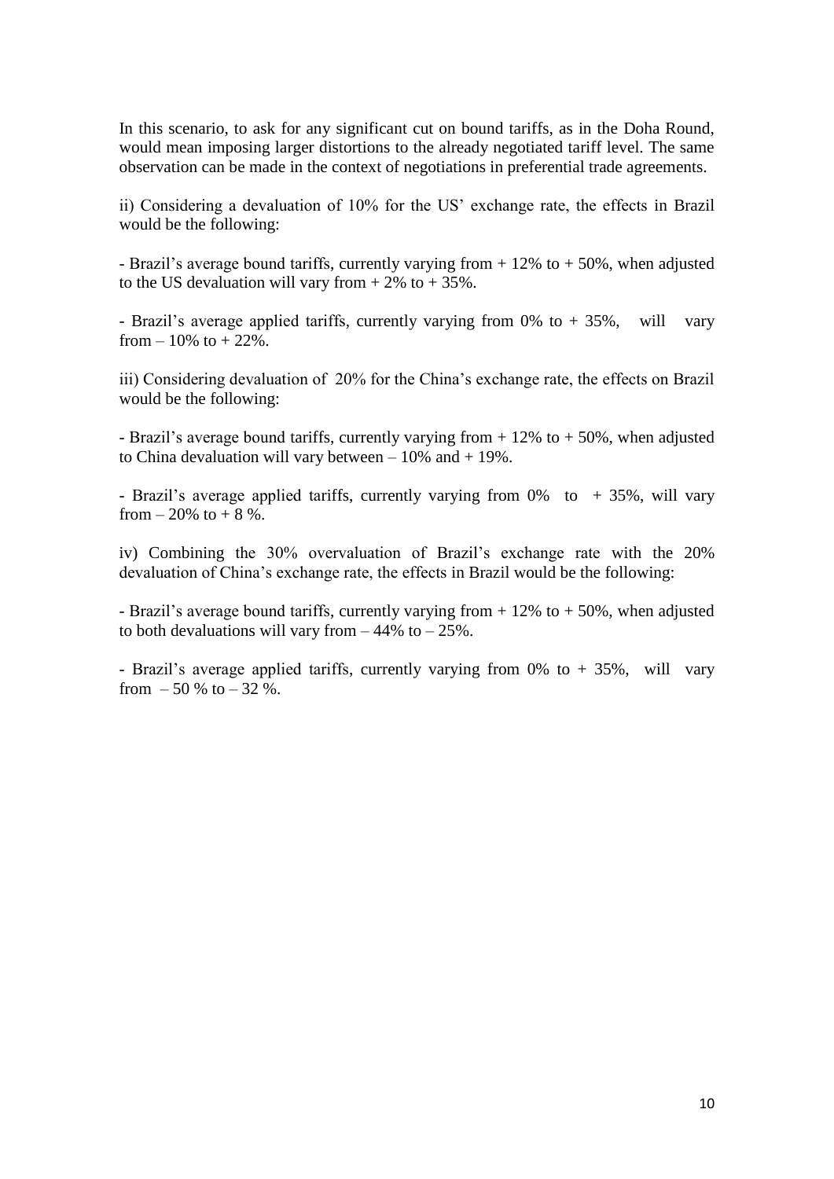In this scenario, to ask for any significant cut on bound tariffs, as in the Doha Round, would mean imposing larger distortions to the already negotiated tariff level. The same observation can be made in the context of negotiations in preferential trade agreements.

ii) Considering a devaluation of 10% for the US' exchange rate, the effects in Brazil would be the following:

- Brazil's average bound tariffs, currently varying from + 12% to + 50%, when adjusted to the US devaluation will vary from + 2% to + 35%.

- Brazil's average applied tariffs, currently varying from 0% to + 35%, will vary from – 10% to + 22%.

iii) Considering devaluation of 20% for the China's exchange rate, the effects on Brazil would be the following:

- Brazil's average bound tariffs, currently varying from + 12% to + 50%, when adjusted to China devaluation will vary between – 10% and + 19%.

- Brazil's average applied tariffs, currently varying from 0% to + 35%, will vary from – 20% to + 8 %.

iv) Combining the 30% overvaluation of Brazil's exchange rate with the 20% devaluation of China's exchange rate, the effects in Brazil would be the following:

- Brazil's average bound tariffs, currently varying from + 12% to + 50%, when adjusted to both devaluations will vary from – 44% to – 25%.

- Brazil's average applied tariffs, currently varying from 0% to + 35%, will vary from – 50 % to – 32 %.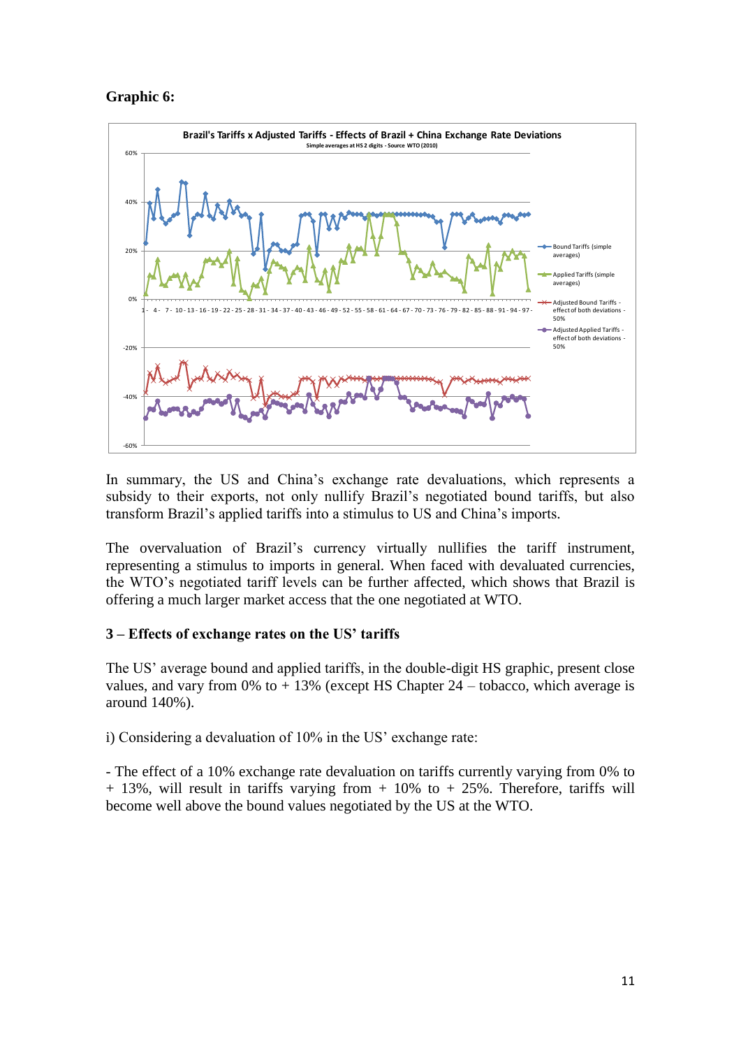**Graphic 6:**

In summary, the US and China's exchange rate devaluations, which represents a subsidy to their exports, not only nullify Brazil's negotiated bound tariffs, but also transform Brazil's applied tariffs into a stimulus to US and China's imports.

The overvaluation of Brazil's currency virtually nullifies the tariff instrument, representing a stimulus to imports in general. When faced with devaluated currencies, the WTO's negotiated tariff levels can be further affected, which shows that Brazil is offering a much larger market access that the one negotiated at WTO.

### 3 – Effects of exchange rates on the US' tariffs

The US' average bound and applied tariffs, in the double-digit HS graphic, present close values, and vary from 0% to + 13% (except HS Chapter 24 – tobacco, which average is around 140%).

i) Considering a devaluation of 10% in the US' exchange rate:

- The effect of a 10% exchange rate devaluation on tariffs currently varying from 0% to + 13%, will result in tariffs varying from + 10% to + 25%. Therefore, tariffs will become well above the bound values negotiated by the US at the WTO.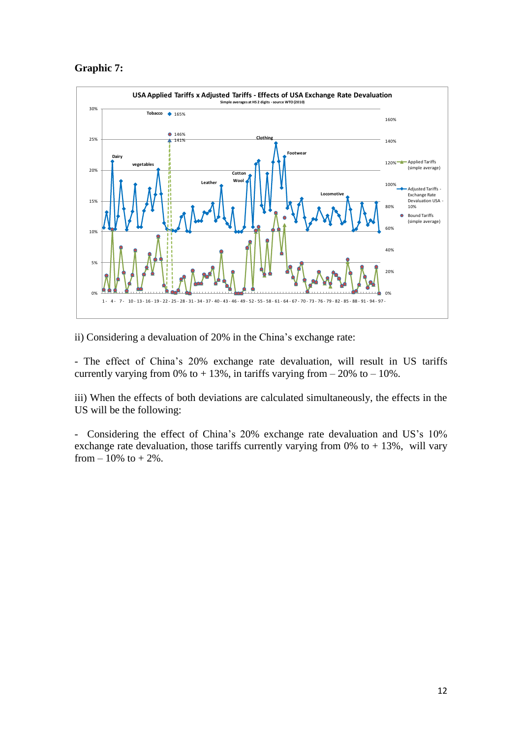**Graphic 7:**

ii) Considering a devaluation of 20% in the China's exchange rate:

- The effect of China's 20% exchange rate devaluation, will result in US tariffs currently varying from 0% to + 13%, in tariffs varying from – 20% to – 10%.

iii) When the effects of both deviations are calculated simultaneously, the effects in the US will be the following:

- Considering the effect of China's 20% exchange rate devaluation and US's 10% exchange rate devaluation, those tariffs currently varying from 0% to + 13%, will vary from – 10% to + 2%.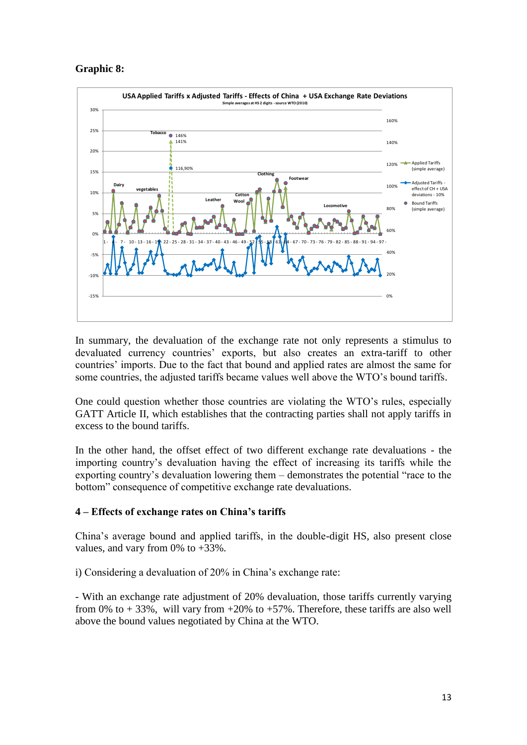**Graphic 8:**

In summary, the devaluation of the exchange rate not only represents a stimulus to devaluated currency countries' exports, but also creates an extra-tariff to other countries' imports. Due to the fact that bound and applied rates are almost the same for some countries, the adjusted tariffs became values well above the WTO's bound tariffs.

One could question whether those countries are violating the WTO's rules, especially GATT Article II, which establishes that the contracting parties shall not apply tariffs in excess to the bound tariffs.

In the other hand, the offset effect of two different exchange rate devaluations - the importing country's devaluation having the effect of increasing its tariffs while the exporting country's devaluation lowering them – demonstrates the potential "race to the bottom" consequence of competitive exchange rate devaluations.

### 4 – Effects of exchange rates on China's tariffs

China's average bound and applied tariffs, in the double-digit HS, also present close values, and vary from 0% to +33%.

i) Considering a devaluation of 20% in China's exchange rate:

- With an exchange rate adjustment of 20% devaluation, those tariffs currently varying from 0% to + 33%, will vary from +20% to +57%. Therefore, these tariffs are also well above the bound values negotiated by China at the WTO.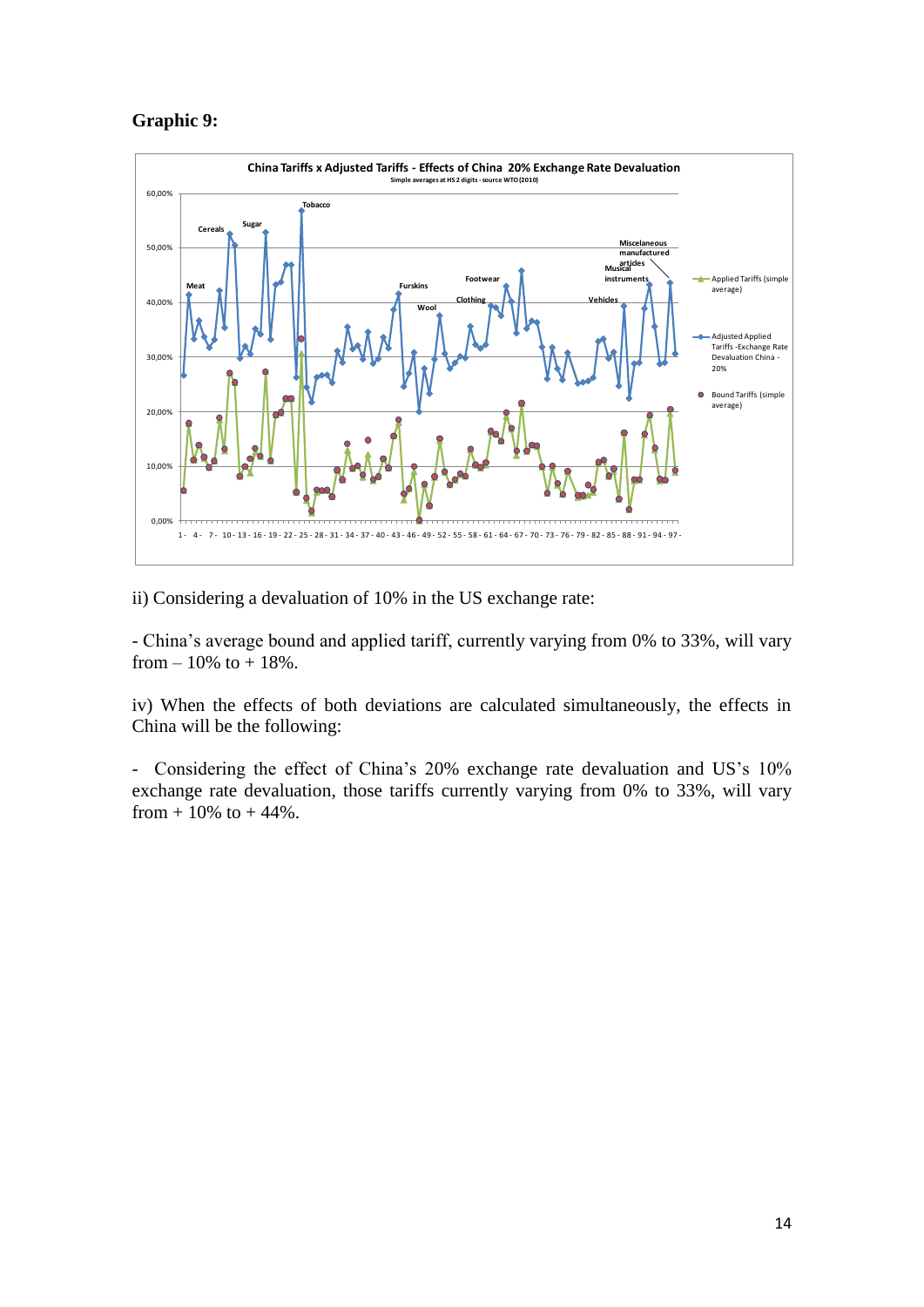**Graphic 9:**

China Tariffs x Adjusted Tariffs - Effects of China 20% Exchange Rate Devaluation

Simple averages at HS 2 digits - source WTO (2010)

ii) Considering a devaluation of 10% in the US exchange rate:

- China's average bound and applied tariff, currently varying from 0% to 33%, will vary from – 10% to + 18%.

iv) When the effects of both deviations are calculated simultaneously, the effects in China will be the following:

- Considering the effect of China's 20% exchange rate devaluation and US's 10% exchange rate devaluation, those tariffs currently varying from 0% to 33%, will vary from + 10% to + 44%.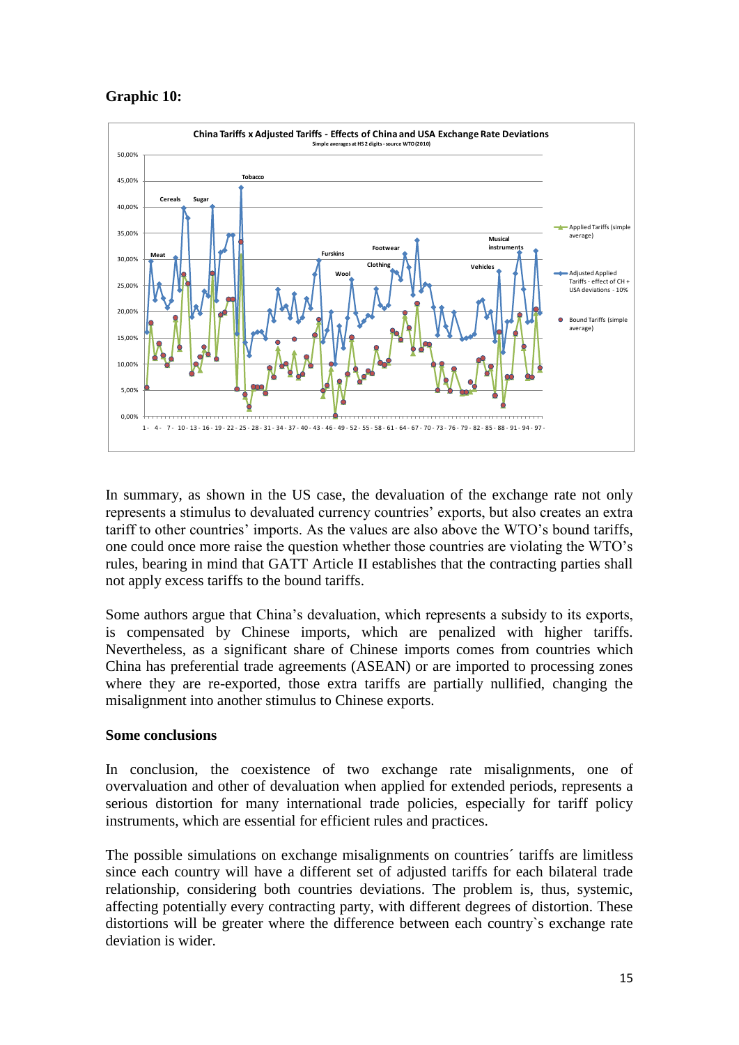**Graphic 10:**

China Tariffs x Adjusted Tariffs - Effects of China and USA Exchange Rate Deviations

Simple averages at HS 2 digits - source WTO (2010)

In summary, as shown in the US case, the devaluation of the exchange rate not only represents a stimulus to devaluated currency countries' exports, but also creates an extra tariff to other countries' imports. As the values are also above the WTO's bound tariffs, one could once more raise the question whether those countries are violating the WTO's rules, bearing in mind that GATT Article II establishes that the contracting parties shall not apply excess tariffs to the bound tariffs.

Some authors argue that China's devaluation, which represents a subsidy to its exports, is compensated by Chinese imports, which are penalized with higher tariffs. Nevertheless, as a significant share of Chinese imports comes from countries which China has preferential trade agreements (ASEAN) or are imported to processing zones where they are re-exported, those extra tariffs are partially nullified, changing the misalignment into another stimulus to Chinese exports.

## Some conclusions

In conclusion, the coexistence of two exchange rate misalignments, one of overvaluation and other of devaluation when applied for extended periods, represents a serious distortion for many international trade policies, especially for tariff policy instruments, which are essential for efficient rules and practices.

The possible simulations on exchange misalignments on countries´ tariffs are limitless since each country will have a different set of adjusted tariffs for each bilateral trade relationship, considering both countries deviations. The problem is, thus, systemic, affecting potentially every contracting party, with different degrees of distortion. These distortions will be greater where the difference between each country`s exchange rate deviation is wider.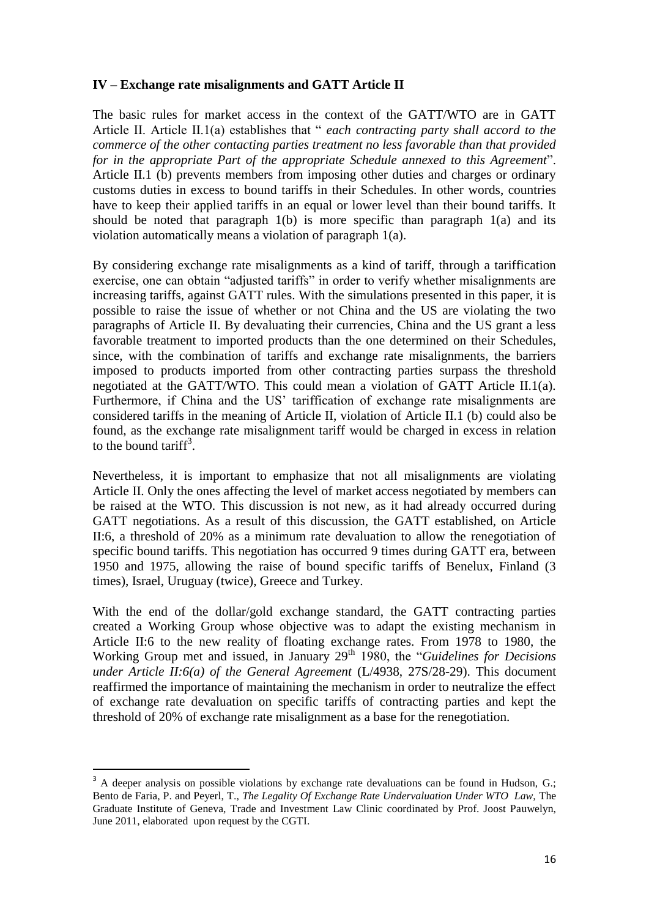### IV – Exchange rate misalignments and GATT Article II

The basic rules for market access in the context of the GATT/WTO are in GATT Article II. Article II.1(a) establishes that " *each contracting party shall accord to the commerce of the other contacting parties treatment no less favorable than that provided for in the appropriate Part of the appropriate Schedule annexed to this Agreement*". Article II.1 (b) prevents members from imposing other duties and charges or ordinary customs duties in excess to bound tariffs in their Schedules. In other words, countries have to keep their applied tariffs in an equal or lower level than their bound tariffs. It should be noted that paragraph 1(b) is more specific than paragraph 1(a) and its violation automatically means a violation of paragraph 1(a).

By considering exchange rate misalignments as a kind of tariff, through a tariffication exercise, one can obtain "adjusted tariffs" in order to verify whether misalignments are increasing tariffs, against GATT rules. With the simulations presented in this paper, it is possible to raise the issue of whether or not China and the US are violating the two paragraphs of Article II. By devaluating their currencies, China and the US grant a less favorable treatment to imported products than the one determined on their Schedules, since, with the combination of tariffs and exchange rate misalignments, the barriers imposed to products imported from other contracting parties surpass the threshold negotiated at the GATT/WTO. This could mean a violation of GATT Article II.1(a). Furthermore, if China and the US' tariffication of exchange rate misalignments are considered tariffs in the meaning of Article II, violation of Article II.1 (b) could also be found, as the exchange rate misalignment tariff would be charged in excess in relation to the bound tariff[3].

Nevertheless, it is important to emphasize that not all misalignments are violating Article II. Only the ones affecting the level of market access negotiated by members can be raised at the WTO. This discussion is not new, as it had already occurred during GATT negotiations. As a result of this discussion, the GATT established, on Article II:6, a threshold of 20% as a minimum rate devaluation to allow the renegotiation of specific bound tariffs. This negotiation has occurred 9 times during GATT era, between 1950 and 1975, allowing the raise of bound specific tariffs of Benelux, Finland (3 times), Israel, Uruguay (twice), Greece and Turkey.

With the end of the dollar/gold exchange standard, the GATT contracting parties created a Working Group whose objective was to adapt the existing mechanism in Article II:6 to the new reality of floating exchange rates. From 1978 to 1980, the Working Group met and issued, in January 29th 1980, the "*Guidelines for Decisions under Article II:6(a) of the General Agreement* (L/4938, 27S/28-29). This document reaffirmed the importance of maintaining the mechanism in order to neutralize the effect of exchange rate devaluation on specific tariffs of contracting parties and kept the threshold of 20% of exchange rate misalignment as a base for the renegotiation.

---

[3] A deeper analysis on possible violations by exchange rate devaluations can be found in Hudson, G.; Bento de Faria, P. and Peyerl, T., *The Legality Of Exchange Rate Undervaluation Under WTO Law*, The Graduate Institute of Geneva, Trade and Investment Law Clinic coordinated by Prof. Joost Pauwelyn, June 2011, elaborated upon request by the CGTI.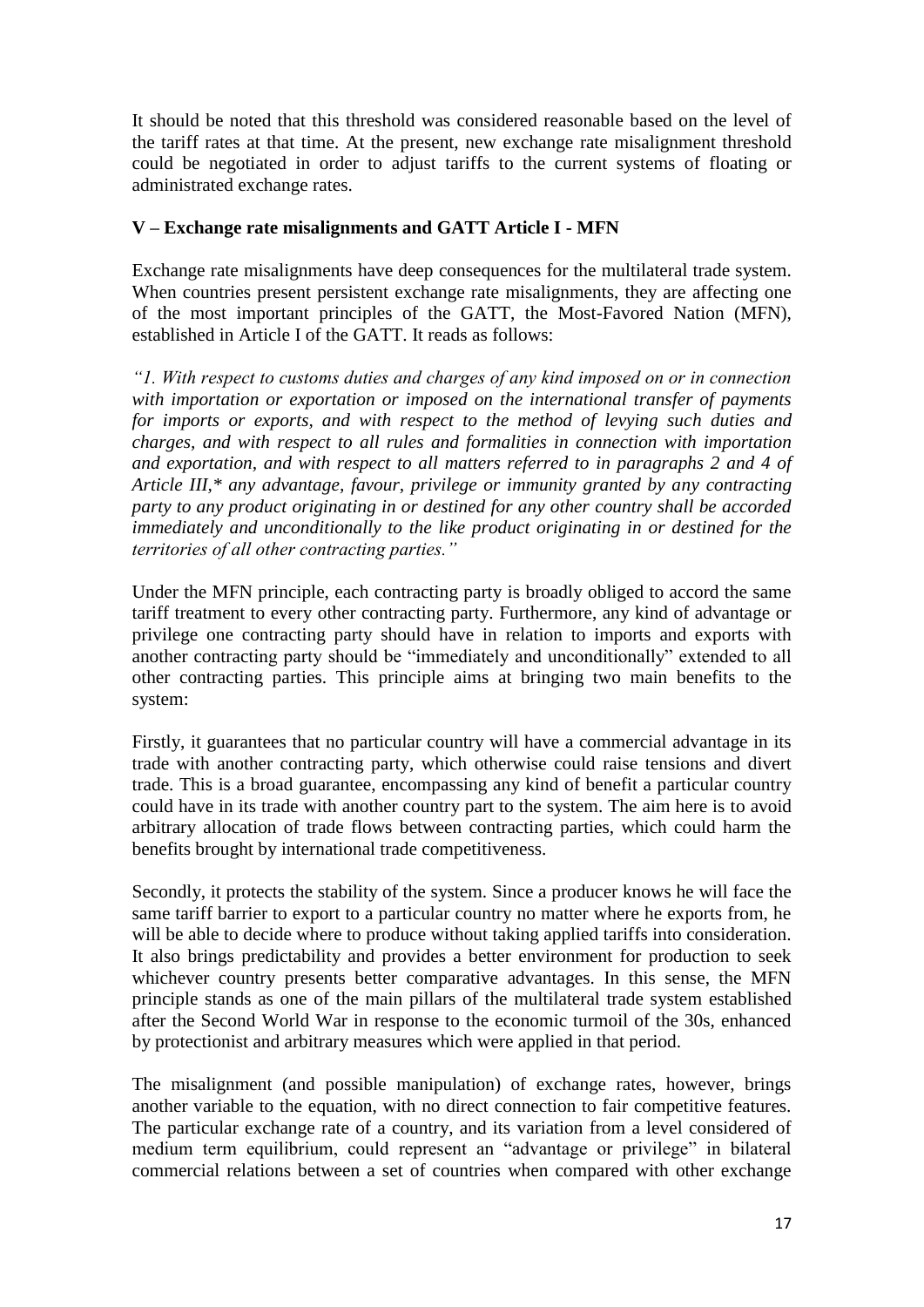It should be noted that this threshold was considered reasonable based on the level of the tariff rates at that time. At the present, new exchange rate misalignment threshold could be negotiated in order to adjust tariffs to the current systems of floating or administrated exchange rates.

## V – Exchange rate misalignments and GATT Article I - MFN

Exchange rate misalignments have deep consequences for the multilateral trade system. When countries present persistent exchange rate misalignments, they are affecting one of the most important principles of the GATT, the Most-Favored Nation (MFN), established in Article I of the GATT. It reads as follows:

*"1. With respect to customs duties and charges of any kind imposed on or in connection with importation or exportation or imposed on the international transfer of payments for imports or exports, and with respect to the method of levying such duties and charges, and with respect to all rules and formalities in connection with importation and exportation, and with respect to all matters referred to in paragraphs 2 and 4 of Article III,* any advantage, favour, privilege or immunity granted by any contracting party to any product originating in or destined for any other country shall be accorded immediately and unconditionally to the like product originating in or destined for the territories of all other contracting parties."*

Under the MFN principle, each contracting party is broadly obliged to accord the same tariff treatment to every other contracting party. Furthermore, any kind of advantage or privilege one contracting party should have in relation to imports and exports with another contracting party should be "immediately and unconditionally" extended to all other contracting parties. This principle aims at bringing two main benefits to the system:

Firstly, it guarantees that no particular country will have a commercial advantage in its trade with another contracting party, which otherwise could raise tensions and divert trade. This is a broad guarantee, encompassing any kind of benefit a particular country could have in its trade with another country part to the system. The aim here is to avoid arbitrary allocation of trade flows between contracting parties, which could harm the benefits brought by international trade competitiveness.

Secondly, it protects the stability of the system. Since a producer knows he will face the same tariff barrier to export to a particular country no matter where he exports from, he will be able to decide where to produce without taking applied tariffs into consideration. It also brings predictability and provides a better environment for production to seek whichever country presents better comparative advantages. In this sense, the MFN principle stands as one of the main pillars of the multilateral trade system established after the Second World War in response to the economic turmoil of the 30s, enhanced by protectionist and arbitrary measures which were applied in that period.

The misalignment (and possible manipulation) of exchange rates, however, brings another variable to the equation, with no direct connection to fair competitive features. The particular exchange rate of a country, and its variation from a level considered of medium term equilibrium, could represent an "advantage or privilege" in bilateral commercial relations between a set of countries when compared with other exchange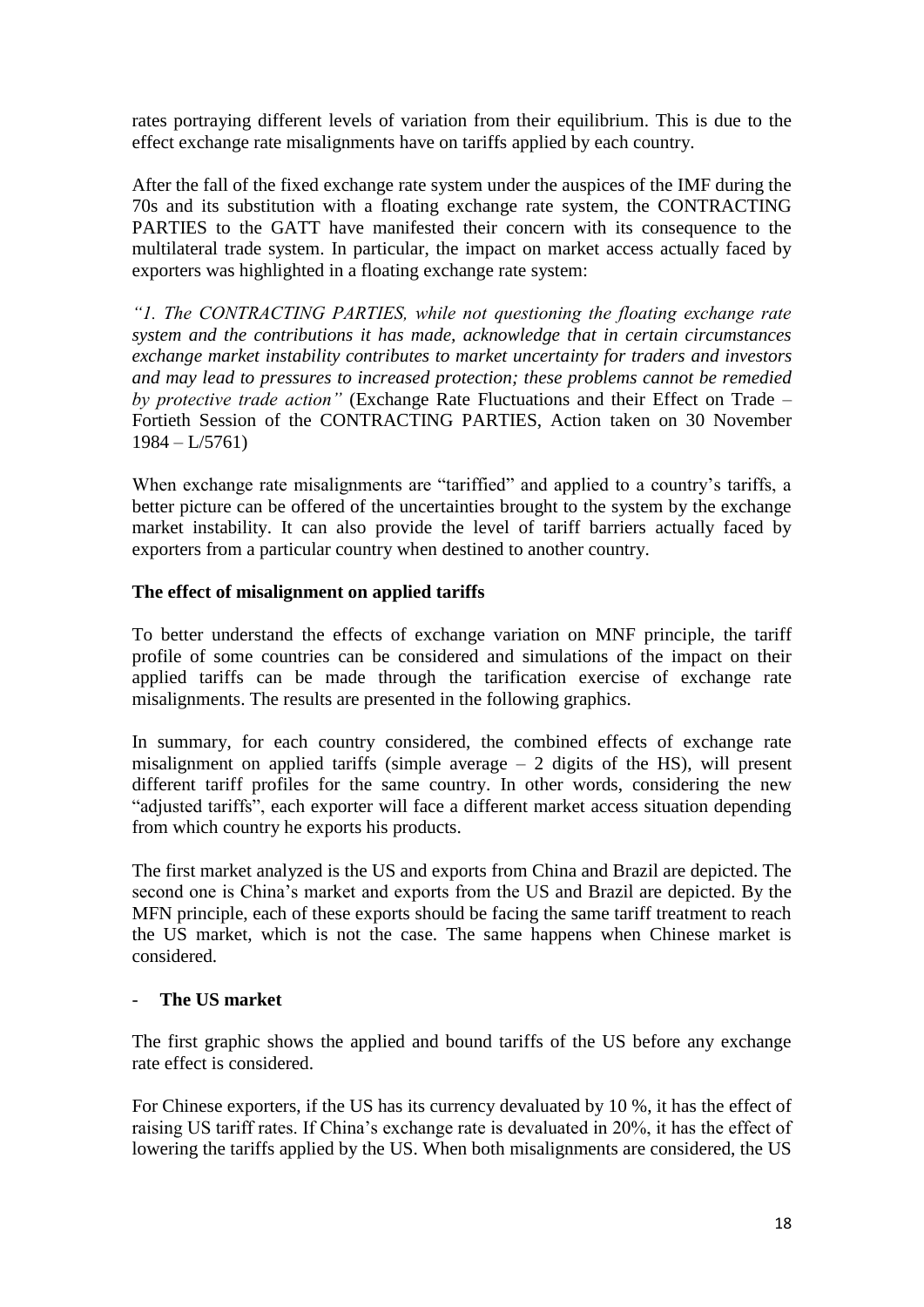rates portraying different levels of variation from their equilibrium. This is due to the effect exchange rate misalignments have on tariffs applied by each country.

After the fall of the fixed exchange rate system under the auspices of the IMF during the 70s and its substitution with a floating exchange rate system, the CONTRACTING PARTIES to the GATT have manifested their concern with its consequence to the multilateral trade system. In particular, the impact on market access actually faced by exporters was highlighted in a floating exchange rate system:

*"1. The CONTRACTING PARTIES, while not questioning the floating exchange rate system and the contributions it has made, acknowledge that in certain circumstances exchange market instability contributes to market uncertainty for traders and investors and may lead to pressures to increased protection; these problems cannot be remedied by protective trade action"* (Exchange Rate Fluctuations and their Effect on Trade – Fortieth Session of the CONTRACTING PARTIES, Action taken on 30 November 1984 – L/5761)

When exchange rate misalignments are "tariffied" and applied to a country's tariffs, a better picture can be offered of the uncertainties brought to the system by the exchange market instability. It can also provide the level of tariff barriers actually faced by exporters from a particular country when destined to another country.

### The effect of misalignment on applied tariffs

To better understand the effects of exchange variation on MNF principle, the tariff profile of some countries can be considered and simulations of the impact on their applied tariffs can be made through the tarification exercise of exchange rate misalignments. The results are presented in the following graphics.

In summary, for each country considered, the combined effects of exchange rate misalignment on applied tariffs (simple average – 2 digits of the HS), will present different tariff profiles for the same country. In other words, considering the new "adjusted tariffs", each exporter will face a different market access situation depending from which country he exports his products.

The first market analyzed is the US and exports from China and Brazil are depicted. The second one is China's market and exports from the US and Brazil are depicted. By the MFN principle, each of these exports should be facing the same tariff treatment to reach the US market, which is not the case. The same happens when Chinese market is considered.

- **The US market**

The first graphic shows the applied and bound tariffs of the US before any exchange rate effect is considered.

For Chinese exporters, if the US has its currency devaluated by 10 %, it has the effect of raising US tariff rates. If China's exchange rate is devaluated in 20%, it has the effect of lowering the tariffs applied by the US. When both misalignments are considered, the US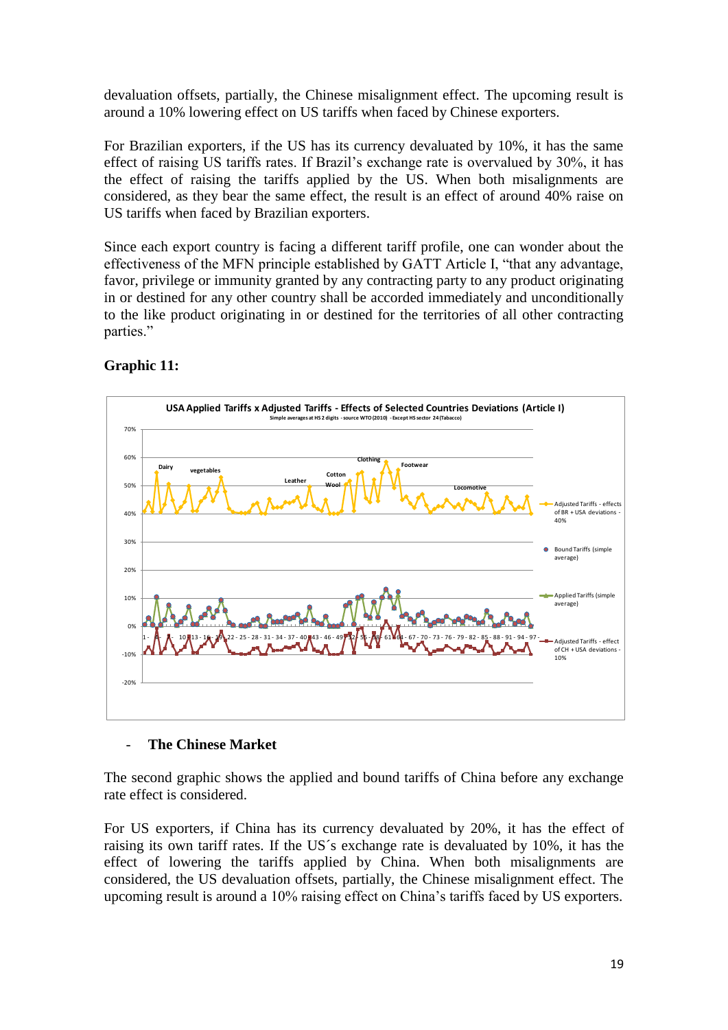devaluation offsets, partially, the Chinese misalignment effect. The upcoming result is around a 10% lowering effect on US tariffs when faced by Chinese exporters.

For Brazilian exporters, if the US has its currency devaluated by 10%, it has the same effect of raising US tariffs rates. If Brazil's exchange rate is overvalued by 30%, it has the effect of raising the tariffs applied by the US. When both misalignments are considered, as they bear the same effect, the result is an effect of around 40% raise on US tariffs when faced by Brazilian exporters.

Since each export country is facing a different tariff profile, one can wonder about the effectiveness of the MFN principle established by GATT Article I, "that any advantage, favor, privilege or immunity granted by any contracting party to any product originating in or destined for any other country shall be accorded immediately and unconditionally to the like product originating in or destined for the territories of all other contracting parties."

**Graphic 11:**

USA Applied Tariffs x Adjusted Tariffs - Effects of Selected Countries Deviations (Article I)

Simple averages at HS 2 digits - source WTO (2010) - Except HS sector 24 (Tabacco)

- Adjusted Tariffs - effects of BR + USA deviations - 40%
- Bound Tariffs (simple average)
- Applied Tariffs (simple average)
- Adjusted Tariffs - effect of CH + USA deviations - 10%

- **The Chinese Market**

The second graphic shows the applied and bound tariffs of China before any exchange rate effect is considered.

For US exporters, if China has its currency devaluated by 20%, it has the effect of raising its own tariff rates. If the US´s exchange rate is devaluated by 10%, it has the effect of lowering the tariffs applied by China. When both misalignments are considered, the US devaluation offsets, partially, the Chinese misalignment effect. The upcoming result is around a 10% raising effect on China's tariffs faced by US exporters.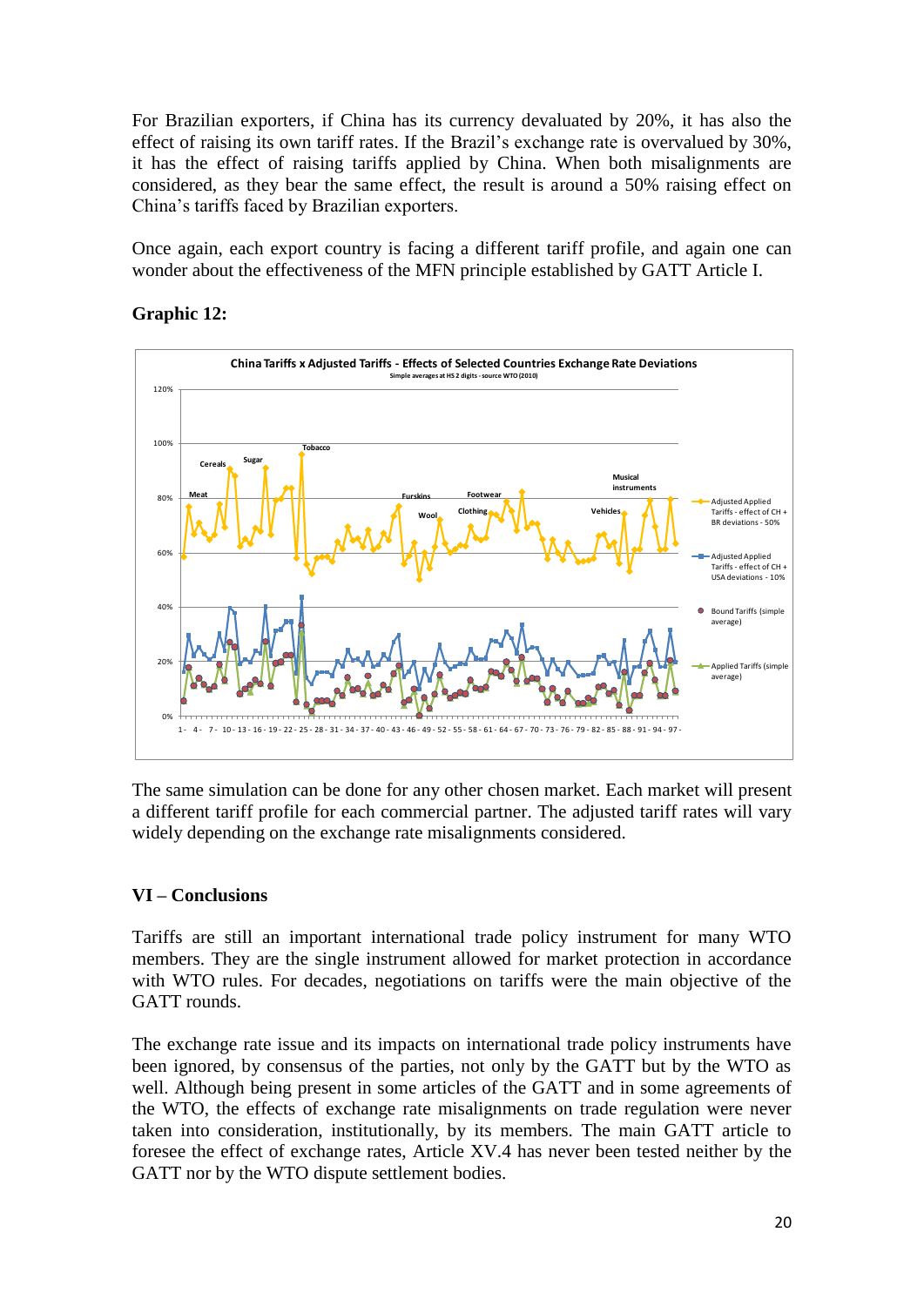For Brazilian exporters, if China has its currency devaluated by 20%, it has also the effect of raising its own tariff rates. If the Brazil's exchange rate is overvalued by 30%, it has the effect of raising tariffs applied by China. When both misalignments are considered, as they bear the same effect, the result is around a 50% raising effect on China's tariffs faced by Brazilian exporters.

Once again, each export country is facing a different tariff profile, and again one can wonder about the effectiveness of the MFN principle established by GATT Article I.

**Graphic 12:**

The same simulation can be done for any other chosen market. Each market will present a different tariff profile for each commercial partner. The adjusted tariff rates will vary widely depending on the exchange rate misalignments considered.

## VI – Conclusions

Tariffs are still an important international trade policy instrument for many WTO members. They are the single instrument allowed for market protection in accordance with WTO rules. For decades, negotiations on tariffs were the main objective of the GATT rounds.

The exchange rate issue and its impacts on international trade policy instruments have been ignored, by consensus of the parties, not only by the GATT but by the WTO as well. Although being present in some articles of the GATT and in some agreements of the WTO, the effects of exchange rate misalignments on trade regulation were never taken into consideration, institutionally, by its members. The main GATT article to foresee the effect of exchange rates, Article XV.4 has never been tested neither by the GATT nor by the WTO dispute settlement bodies.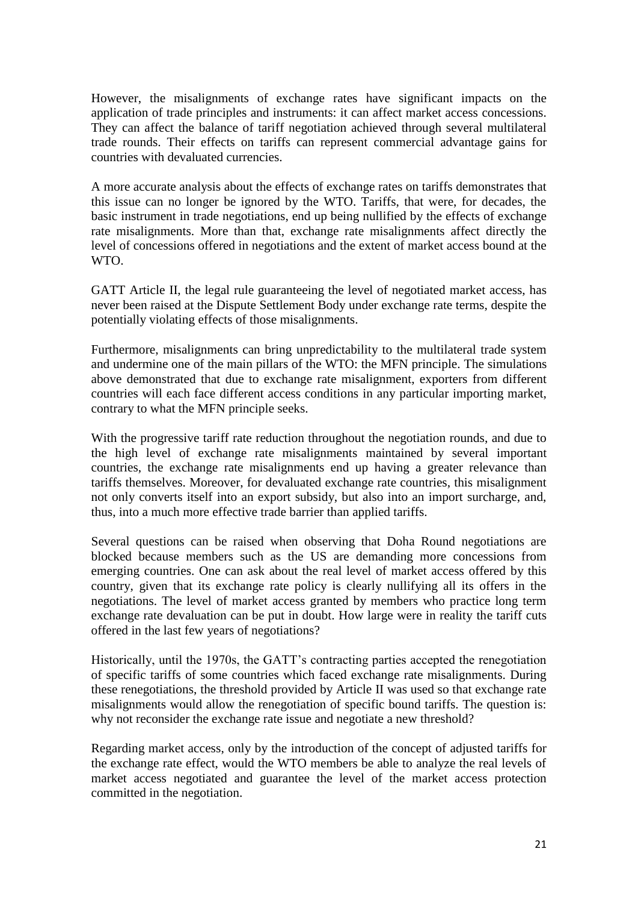However, the misalignments of exchange rates have significant impacts on the application of trade principles and instruments: it can affect market access concessions. They can affect the balance of tariff negotiation achieved through several multilateral trade rounds. Their effects on tariffs can represent commercial advantage gains for countries with devaluated currencies.

A more accurate analysis about the effects of exchange rates on tariffs demonstrates that this issue can no longer be ignored by the WTO. Tariffs, that were, for decades, the basic instrument in trade negotiations, end up being nullified by the effects of exchange rate misalignments. More than that, exchange rate misalignments affect directly the level of concessions offered in negotiations and the extent of market access bound at the WTO.

GATT Article II, the legal rule guaranteeing the level of negotiated market access, has never been raised at the Dispute Settlement Body under exchange rate terms, despite the potentially violating effects of those misalignments.

Furthermore, misalignments can bring unpredictability to the multilateral trade system and undermine one of the main pillars of the WTO: the MFN principle. The simulations above demonstrated that due to exchange rate misalignment, exporters from different countries will each face different access conditions in any particular importing market, contrary to what the MFN principle seeks.

With the progressive tariff rate reduction throughout the negotiation rounds, and due to the high level of exchange rate misalignments maintained by several important countries, the exchange rate misalignments end up having a greater relevance than tariffs themselves. Moreover, for devaluated exchange rate countries, this misalignment not only converts itself into an export subsidy, but also into an import surcharge, and, thus, into a much more effective trade barrier than applied tariffs.

Several questions can be raised when observing that Doha Round negotiations are blocked because members such as the US are demanding more concessions from emerging countries. One can ask about the real level of market access offered by this country, given that its exchange rate policy is clearly nullifying all its offers in the negotiations. The level of market access granted by members who practice long term exchange rate devaluation can be put in doubt. How large were in reality the tariff cuts offered in the last few years of negotiations?

Historically, until the 1970s, the GATT's contracting parties accepted the renegotiation of specific tariffs of some countries which faced exchange rate misalignments. During these renegotiations, the threshold provided by Article II was used so that exchange rate misalignments would allow the renegotiation of specific bound tariffs. The question is: why not reconsider the exchange rate issue and negotiate a new threshold?

Regarding market access, only by the introduction of the concept of adjusted tariffs for the exchange rate effect, would the WTO members be able to analyze the real levels of market access negotiated and guarantee the level of the market access protection committed in the negotiation.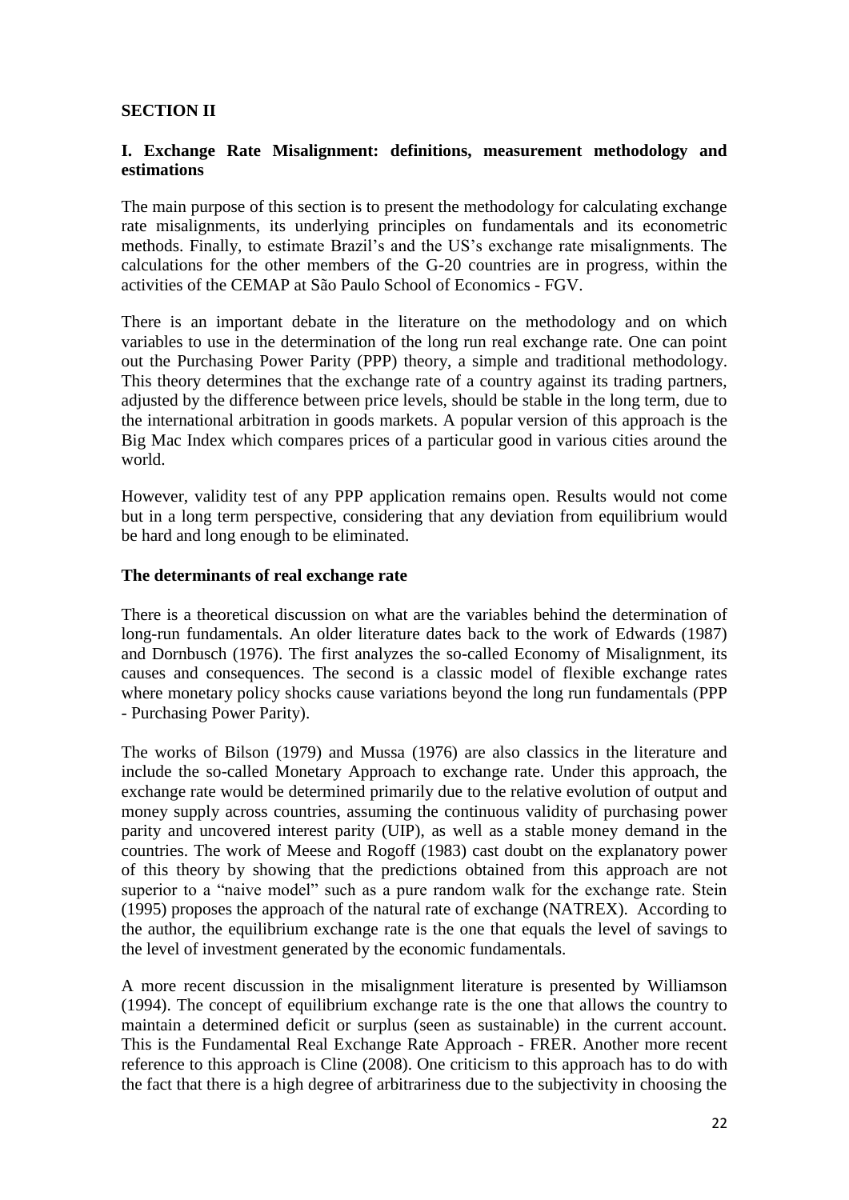## SECTION II

### I. Exchange Rate Misalignment: definitions, measurement methodology and estimations

The main purpose of this section is to present the methodology for calculating exchange rate misalignments, its underlying principles on fundamentals and its econometric methods. Finally, to estimate Brazil's and the US's exchange rate misalignments. The calculations for the other members of the G-20 countries are in progress, within the activities of the CEMAP at São Paulo School of Economics - FGV.

There is an important debate in the literature on the methodology and on which variables to use in the determination of the long run real exchange rate. One can point out the Purchasing Power Parity (PPP) theory, a simple and traditional methodology. This theory determines that the exchange rate of a country against its trading partners, adjusted by the difference between price levels, should be stable in the long term, due to the international arbitration in goods markets. A popular version of this approach is the Big Mac Index which compares prices of a particular good in various cities around the world.

However, validity test of any PPP application remains open. Results would not come but in a long term perspective, considering that any deviation from equilibrium would be hard and long enough to be eliminated.

#### The determinants of real exchange rate

There is a theoretical discussion on what are the variables behind the determination of long-run fundamentals. An older literature dates back to the work of Edwards (1987) and Dornbusch (1976). The first analyzes the so-called Economy of Misalignment, its causes and consequences. The second is a classic model of flexible exchange rates where monetary policy shocks cause variations beyond the long run fundamentals (PPP - Purchasing Power Parity).

The works of Bilson (1979) and Mussa (1976) are also classics in the literature and include the so-called Monetary Approach to exchange rate. Under this approach, the exchange rate would be determined primarily due to the relative evolution of output and money supply across countries, assuming the continuous validity of purchasing power parity and uncovered interest parity (UIP), as well as a stable money demand in the countries. The work of Meese and Rogoff (1983) cast doubt on the explanatory power of this theory by showing that the predictions obtained from this approach are not superior to a "naive model" such as a pure random walk for the exchange rate. Stein (1995) proposes the approach of the natural rate of exchange (NATREX). According to the author, the equilibrium exchange rate is the one that equals the level of savings to the level of investment generated by the economic fundamentals.

A more recent discussion in the misalignment literature is presented by Williamson (1994). The concept of equilibrium exchange rate is the one that allows the country to maintain a determined deficit or surplus (seen as sustainable) in the current account. This is the Fundamental Real Exchange Rate Approach - FRER. Another more recent reference to this approach is Cline (2008). One criticism to this approach has to do with the fact that there is a high degree of arbitrariness due to the subjectivity in choosing the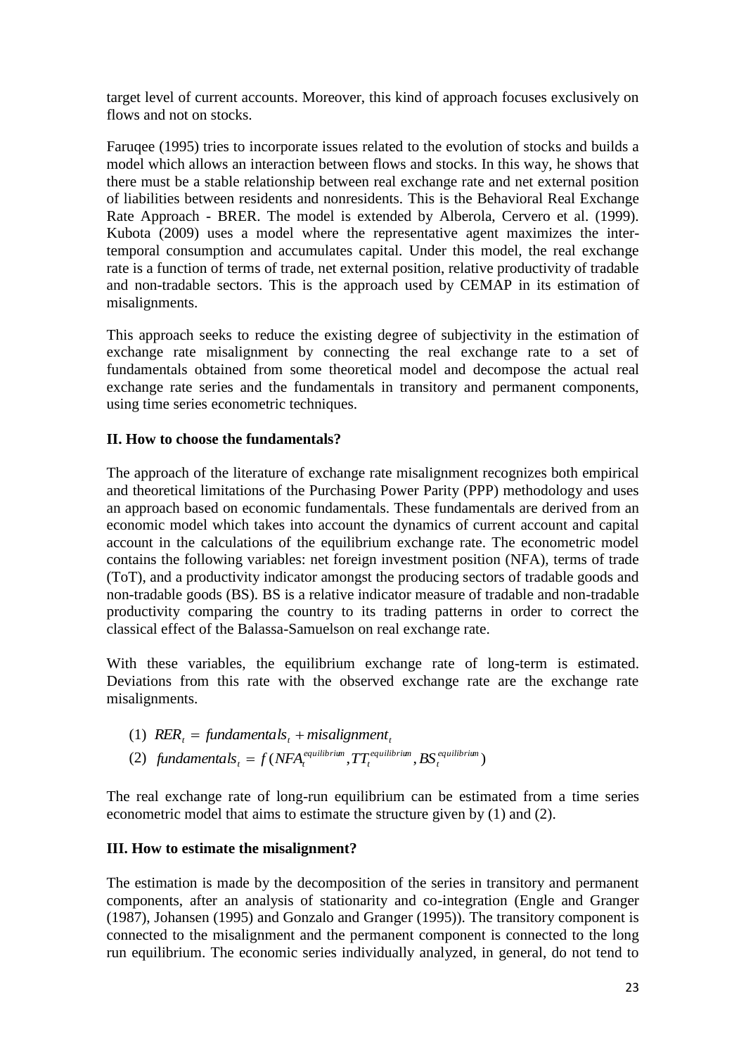target level of current accounts. Moreover, this kind of approach focuses exclusively on flows and not on stocks.

Faruqee (1995) tries to incorporate issues related to the evolution of stocks and builds a model which allows an interaction between flows and stocks. In this way, he shows that there must be a stable relationship between real exchange rate and net external position of liabilities between residents and nonresidents. This is the Behavioral Real Exchange Rate Approach - BRER. The model is extended by Alberola, Cervero et al. (1999). Kubota (2009) uses a model where the representative agent maximizes the inter-temporal consumption and accumulates capital. Under this model, the real exchange rate is a function of terms of trade, net external position, relative productivity of tradable and non-tradable sectors. This is the approach used by CEMAP in its estimation of misalignments.

This approach seeks to reduce the existing degree of subjectivity in the estimation of exchange rate misalignment by connecting the real exchange rate to a set of fundamentals obtained from some theoretical model and decompose the actual real exchange rate series and the fundamentals in transitory and permanent components, using time series econometric techniques.

## II. How to choose the fundamentals?

The approach of the literature of exchange rate misalignment recognizes both empirical and theoretical limitations of the Purchasing Power Parity (PPP) methodology and uses an approach based on economic fundamentals. These fundamentals are derived from an economic model which takes into account the dynamics of current account and capital account in the calculations of the equilibrium exchange rate. The econometric model contains the following variables: net foreign investment position (NFA), terms of trade (ToT), and a productivity indicator amongst the producing sectors of tradable goods and non-tradable goods (BS). BS is a relative indicator measure of tradable and non-tradable productivity comparing the country to its trading patterns in order to correct the classical effect of the Balassa-Samuelson on real exchange rate.

With these variables, the equilibrium exchange rate of long-term is estimated. Deviations from this rate with the observed exchange rate are the exchange rate misalignments.

(1) $RER_t = fundamentals_t + misalignment_t$

(2) $fundamentals_t = f(NFA_t^{equilibrium}, TT_t^{equilibrium}, BS_t^{equilibrium})$

The real exchange rate of long-run equilibrium can be estimated from a time series econometric model that aims to estimate the structure given by (1) and (2).

## III. How to estimate the misalignment?

The estimation is made by the decomposition of the series in transitory and permanent components, after an analysis of stationarity and co-integration (Engle and Granger (1987), Johansen (1995) and Gonzalo and Granger (1995)). The transitory component is connected to the misalignment and the permanent component is connected to the long run equilibrium. The economic series individually analyzed, in general, do not tend to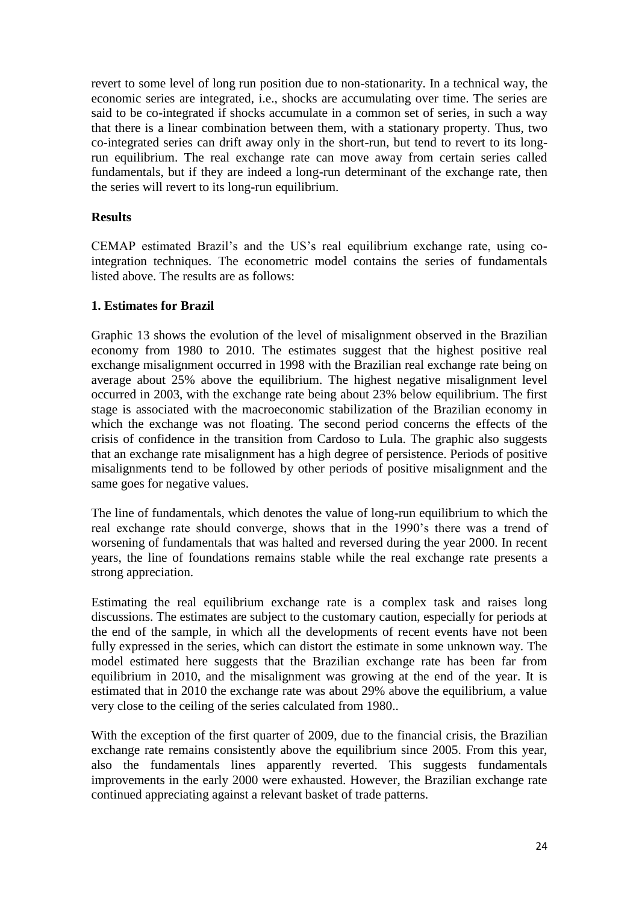revert to some level of long run position due to non-stationarity. In a technical way, the economic series are integrated, i.e., shocks are accumulating over time. The series are said to be co-integrated if shocks accumulate in a common set of series, in such a way that there is a linear combination between them, with a stationary property. Thus, two co-integrated series can drift away only in the short-run, but tend to revert to its long-run equilibrium. The real exchange rate can move away from certain series called fundamentals, but if they are indeed a long-run determinant of the exchange rate, then the series will revert to its long-run equilibrium.

## Results

CEMAP estimated Brazil's and the US's real equilibrium exchange rate, using co-integration techniques. The econometric model contains the series of fundamentals listed above. The results are as follows:

### 1. Estimates for Brazil

Graphic 13 shows the evolution of the level of misalignment observed in the Brazilian economy from 1980 to 2010. The estimates suggest that the highest positive real exchange misalignment occurred in 1998 with the Brazilian real exchange rate being on average about 25% above the equilibrium. The highest negative misalignment level occurred in 2003, with the exchange rate being about 23% below equilibrium. The first stage is associated with the macroeconomic stabilization of the Brazilian economy in which the exchange was not floating. The second period concerns the effects of the crisis of confidence in the transition from Cardoso to Lula. The graphic also suggests that an exchange rate misalignment has a high degree of persistence. Periods of positive misalignments tend to be followed by other periods of positive misalignment and the same goes for negative values.

The line of fundamentals, which denotes the value of long-run equilibrium to which the real exchange rate should converge, shows that in the 1990's there was a trend of worsening of fundamentals that was halted and reversed during the year 2000. In recent years, the line of foundations remains stable while the real exchange rate presents a strong appreciation.

Estimating the real equilibrium exchange rate is a complex task and raises long discussions. The estimates are subject to the customary caution, especially for periods at the end of the sample, in which all the developments of recent events have not been fully expressed in the series, which can distort the estimate in some unknown way. The model estimated here suggests that the Brazilian exchange rate has been far from equilibrium in 2010, and the misalignment was growing at the end of the year. It is estimated that in 2010 the exchange rate was about 29% above the equilibrium, a value very close to the ceiling of the series calculated from 1980..

With the exception of the first quarter of 2009, due to the financial crisis, the Brazilian exchange rate remains consistently above the equilibrium since 2005. From this year, also the fundamentals lines apparently reverted. This suggests fundamentals improvements in the early 2000 were exhausted. However, the Brazilian exchange rate continued appreciating against a relevant basket of trade patterns.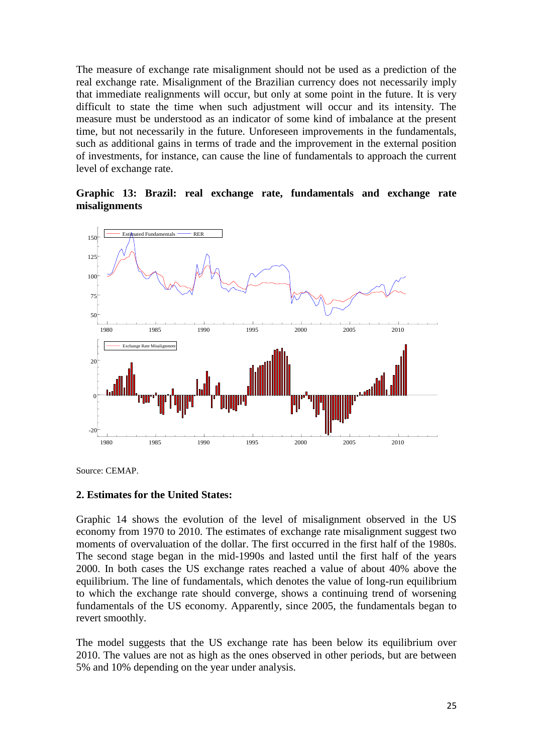The measure of exchange rate misalignment should not be used as a prediction of the real exchange rate. Misalignment of the Brazilian currency does not necessarily imply that immediate realignments will occur, but only at some point in the future. It is very difficult to state the time when such adjustment will occur and its intensity. The measure must be understood as an indicator of some kind of imbalance at the present time, but not necessarily in the future. Unforeseen improvements in the fundamentals, such as additional gains in terms of trade and the improvement in the external position of investments, for instance, can cause the line of fundamentals to approach the current level of exchange rate.

**Graphic 13: Brazil: real exchange rate, fundamentals and exchange rate misalignments**

Source: CEMAP.

### 2. Estimates for the United States:

Graphic 14 shows the evolution of the level of misalignment observed in the US economy from 1970 to 2010. The estimates of exchange rate misalignment suggest two moments of overvaluation of the dollar. The first occurred in the first half of the 1980s. The second stage began in the mid-1990s and lasted until the first half of the years 2000. In both cases the US exchange rates reached a value of about 40% above the equilibrium. The line of fundamentals, which denotes the value of long-run equilibrium to which the exchange rate should converge, shows a continuing trend of worsening fundamentals of the US economy. Apparently, since 2005, the fundamentals began to revert smoothly.

The model suggests that the US exchange rate has been below its equilibrium over 2010. The values are not as high as the ones observed in other periods, but are between 5% and 10% depending on the year under analysis.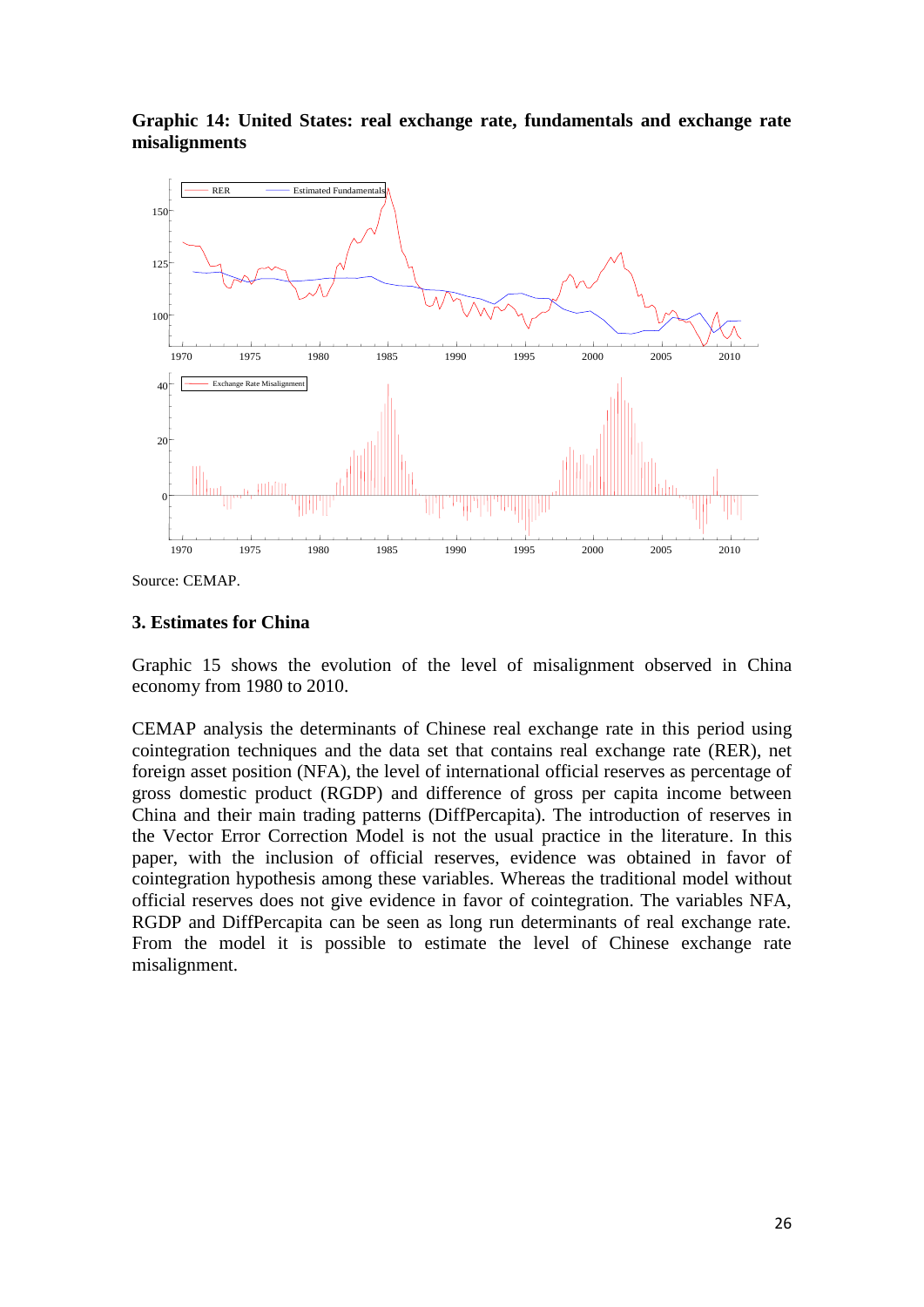**Graphic 14: United States: real exchange rate, fundamentals and exchange rate misalignments**

Source: CEMAP.

### 3. Estimates for China

Graphic 15 shows the evolution of the level of misalignment observed in China economy from 1980 to 2010.

CEMAP analysis the determinants of Chinese real exchange rate in this period using cointegration techniques and the data set that contains real exchange rate (RER), net foreign asset position (NFA), the level of international official reserves as percentage of gross domestic product (RGDP) and difference of gross per capita income between China and their main trading patterns (DiffPercapita). The introduction of reserves in the Vector Error Correction Model is not the usual practice in the literature. In this paper, with the inclusion of official reserves, evidence was obtained in favor of cointegration hypothesis among these variables. Whereas the traditional model without official reserves does not give evidence in favor of cointegration. The variables NFA, RGDP and DiffPercapita can be seen as long run determinants of real exchange rate. From the model it is possible to estimate the level of Chinese exchange rate misalignment.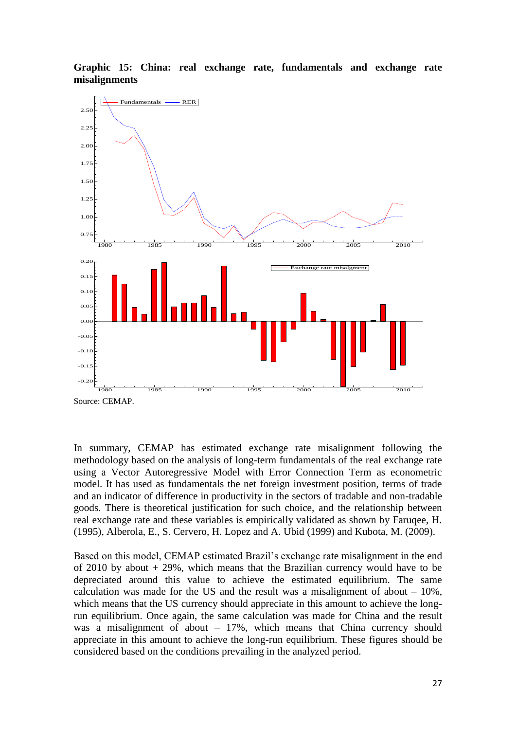**Graphic 15: China: real exchange rate, fundamentals and exchange rate misalignments**

Source: CEMAP.

In summary, CEMAP has estimated exchange rate misalignment following the methodology based on the analysis of long-term fundamentals of the real exchange rate using a Vector Autoregressive Model with Error Connection Term as econometric model. It has used as fundamentals the net foreign investment position, terms of trade and an indicator of difference in productivity in the sectors of tradable and non-tradable goods. There is theoretical justification for such choice, and the relationship between real exchange rate and these variables is empirically validated as shown by Faruqee, H. (1995), Alberola, E., S. Cervero, H. Lopez and A. Ubid (1999) and Kubota, M. (2009).

Based on this model, CEMAP estimated Brazil's exchange rate misalignment in the end of 2010 by about + 29%, which means that the Brazilian currency would have to be depreciated around this value to achieve the estimated equilibrium. The same calculation was made for the US and the result was a misalignment of about – 10%, which means that the US currency should appreciate in this amount to achieve the long-run equilibrium. Once again, the same calculation was made for China and the result was a misalignment of about – 17%, which means that China currency should appreciate in this amount to achieve the long-run equilibrium. These figures should be considered based on the conditions prevailing in the analyzed period.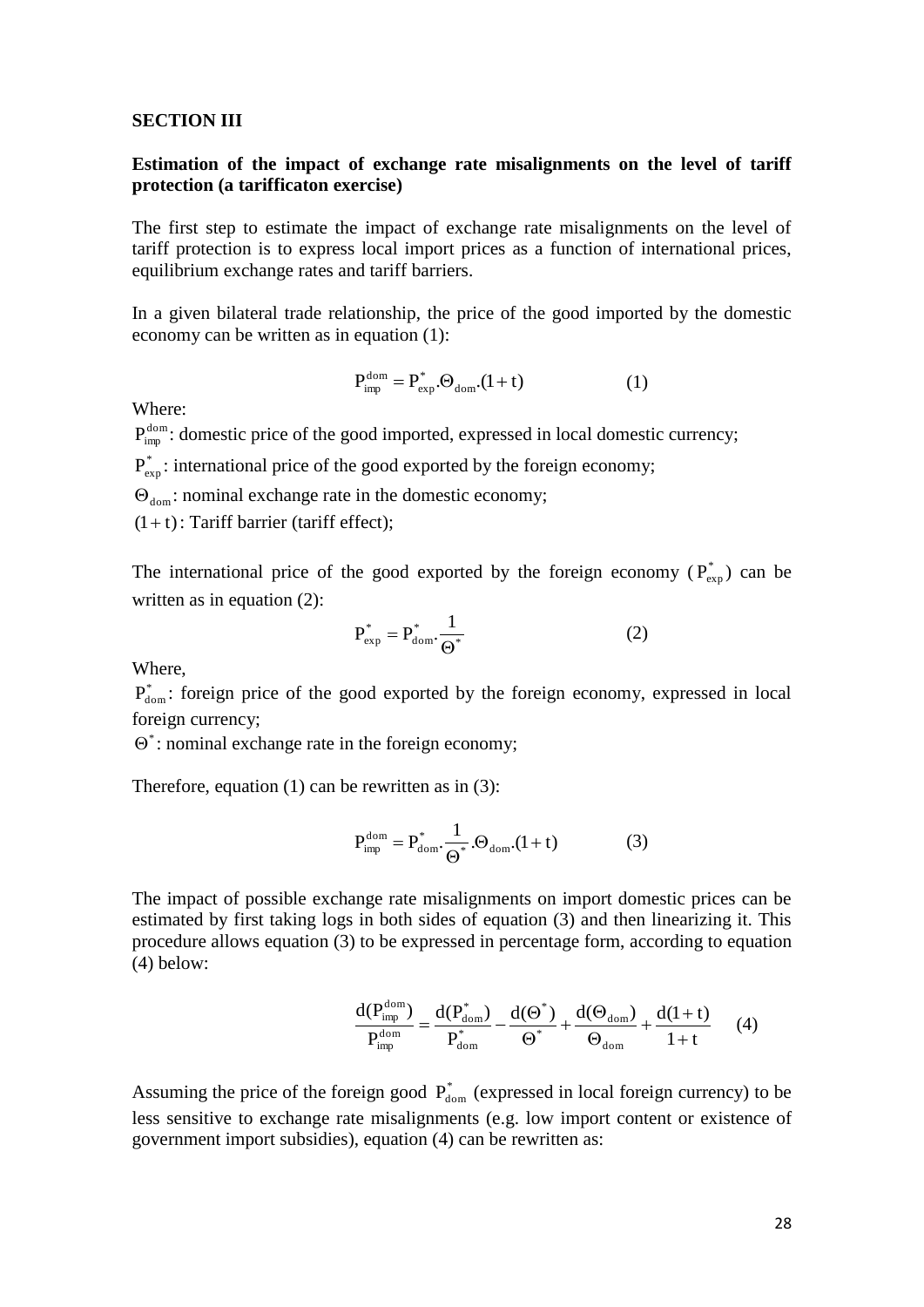**SECTION III**

**Estimation of the impact of exchange rate misalignments on the level of tariff protection (a tarifficaton exercise)**

The first step to estimate the impact of exchange rate misalignments on the level of tariff protection is to express local import prices as a function of international prices, equilibrium exchange rates and tariff barriers.

In a given bilateral trade relationship, the price of the good imported by the domestic economy can be written as in equation (1):

$$P_{imp}^{dom} = P_{exp}^{*}.\Theta_{dom}.(1+t) \qquad (1)$$

Where:

$P_{imp}^{dom}$: domestic price of the good imported, expressed in local domestic currency;

$P_{exp}^{*}$: international price of the good exported by the foreign economy;

$\Theta_{dom}$: nominal exchange rate in the domestic economy;

$(1+t)$: Tariff barrier (tariff effect);

The international price of the good exported by the foreign economy ($P_{exp}^{*}$) can be written as in equation (2):

$$P_{exp}^{*} = P_{dom}^{*}.\frac{1}{\Theta^{*}} \qquad (2)$$

Where,

$P_{dom}^{*}$: foreign price of the good exported by the foreign economy, expressed in local foreign currency;

$\Theta^{*}$: nominal exchange rate in the foreign economy;

Therefore, equation (1) can be rewritten as in (3):

$$P_{imp}^{dom} = P_{dom}^{*}.\frac{1}{\Theta^{*}}.\Theta_{dom}.(1+t) \qquad (3)$$

The impact of possible exchange rate misalignments on import domestic prices can be estimated by first taking logs in both sides of equation (3) and then linearizing it. This procedure allows equation (3) to be expressed in percentage form, according to equation (4) below:

$$\frac{d(P_{imp}^{dom})}{P_{imp}^{dom}} = \frac{d(P_{dom}^{*})}{P_{dom}^{*}} - \frac{d(\Theta^{*})}{\Theta^{*}} + \frac{d(\Theta_{dom})}{\Theta_{dom}} + \frac{d(1+t)}{1+t} \qquad (4)$$

Assuming the price of the foreign good $P_{dom}^{*}$ (expressed in local foreign currency) to be less sensitive to exchange rate misalignments (e.g. low import content or existence of government import subsidies), equation (4) can be rewritten as: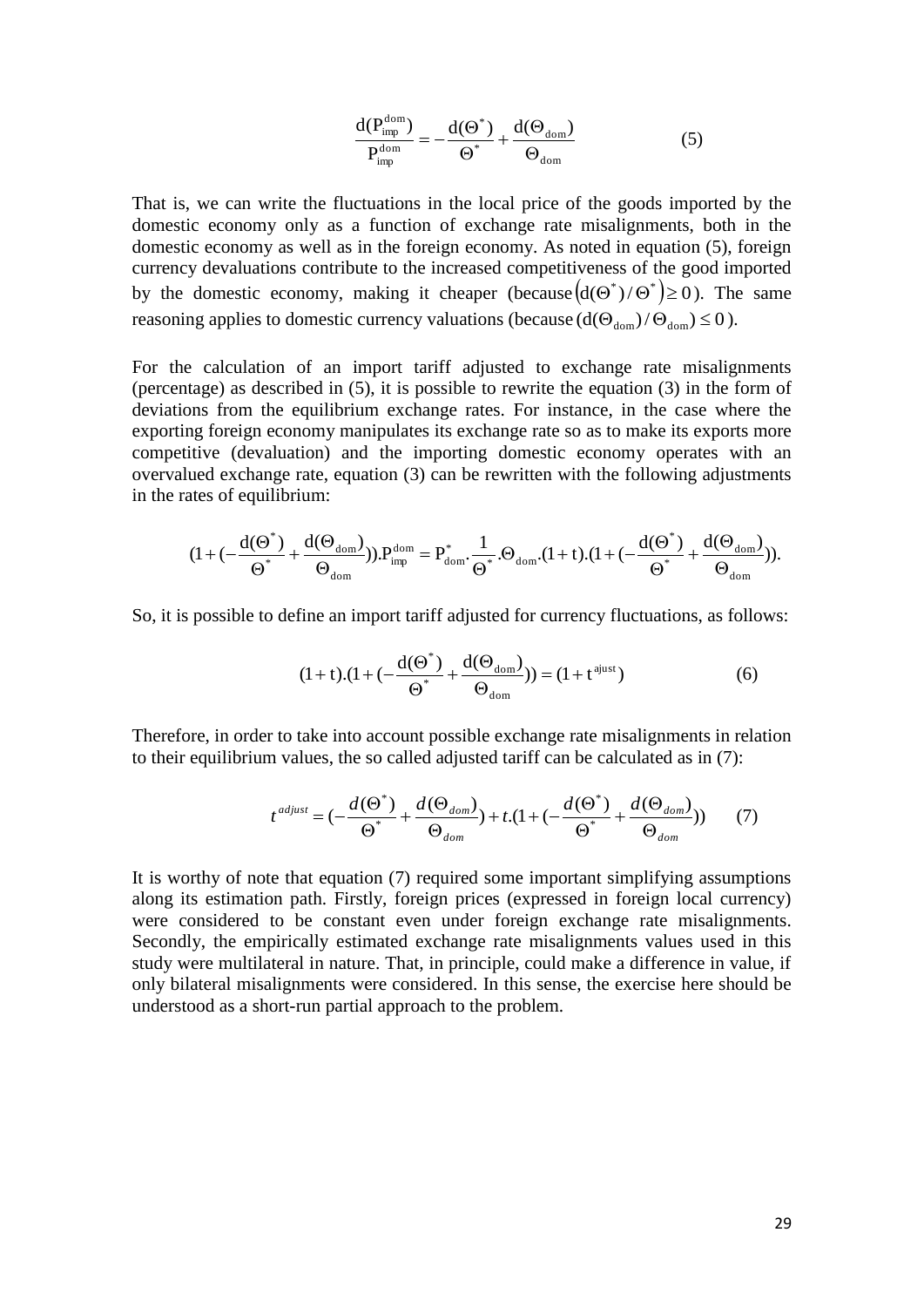$$\frac{d(P_{imp}^{dom})}{P_{imp}^{dom}} = -\frac{d(\Theta^{*})}{\Theta^{*}} + \frac{d(\Theta_{dom})}{\Theta_{dom}} \qquad (5)$$

That is, we can write the fluctuations in the local price of the goods imported by the domestic economy only as a function of exchange rate misalignments, both in the domestic economy as well as in the foreign economy. As noted in equation (5), foreign currency devaluations contribute to the increased competitiveness of the good imported by the domestic economy, making it cheaper (because $\left(d(\Theta^{*})/\Theta^{*}\right) \geq 0$). The same reasoning applies to domestic currency valuations (because $(d(\Theta_{dom})/\Theta_{dom}) \leq 0$).

For the calculation of an import tariff adjusted to exchange rate misalignments (percentage) as described in (5), it is possible to rewrite the equation (3) in the form of deviations from the equilibrium exchange rates. For instance, in the case where the exporting foreign economy manipulates its exchange rate so as to make its exports more competitive (devaluation) and the importing domestic economy operates with an overvalued exchange rate, equation (3) can be rewritten with the following adjustments in the rates of equilibrium:

$$(1+(-\frac{d(\Theta^{*})}{\Theta^{*}}+\frac{d(\Theta_{dom})}{\Theta_{dom}})).P_{imp}^{dom} = P_{dom}^{*}.\frac{1}{\Theta^{*}}.\Theta_{dom}.(1+t).(1+(-\frac{d(\Theta^{*})}{\Theta^{*}}+\frac{d(\Theta_{dom})}{\Theta_{dom}})).$$

So, it is possible to define an import tariff adjusted for currency fluctuations, as follows:

$$(1+t).(1+(-\frac{d(\Theta^{*})}{\Theta^{*}}+\frac{d(\Theta_{dom})}{\Theta_{dom}})) = (1+t^{ajust}) \qquad (6)$$

Therefore, in order to take into account possible exchange rate misalignments in relation to their equilibrium values, the so called adjusted tariff can be calculated as in (7):

$$t^{adjust} = (-\frac{d(\Theta^{*})}{\Theta^{*}}+\frac{d(\Theta_{dom})}{\Theta_{dom}}) + t.(1+(-\frac{d(\Theta^{*})}{\Theta^{*}}+\frac{d(\Theta_{dom})}{\Theta_{dom}})) \qquad (7)$$

It is worthy of note that equation (7) required some important simplifying assumptions along its estimation path. Firstly, foreign prices (expressed in foreign local currency) were considered to be constant even under foreign exchange rate misalignments. Secondly, the empirically estimated exchange rate misalignments values used in this study were multilateral in nature. That, in principle, could make a difference in value, if only bilateral misalignments were considered. In this sense, the exercise here should be understood as a short-run partial approach to the problem.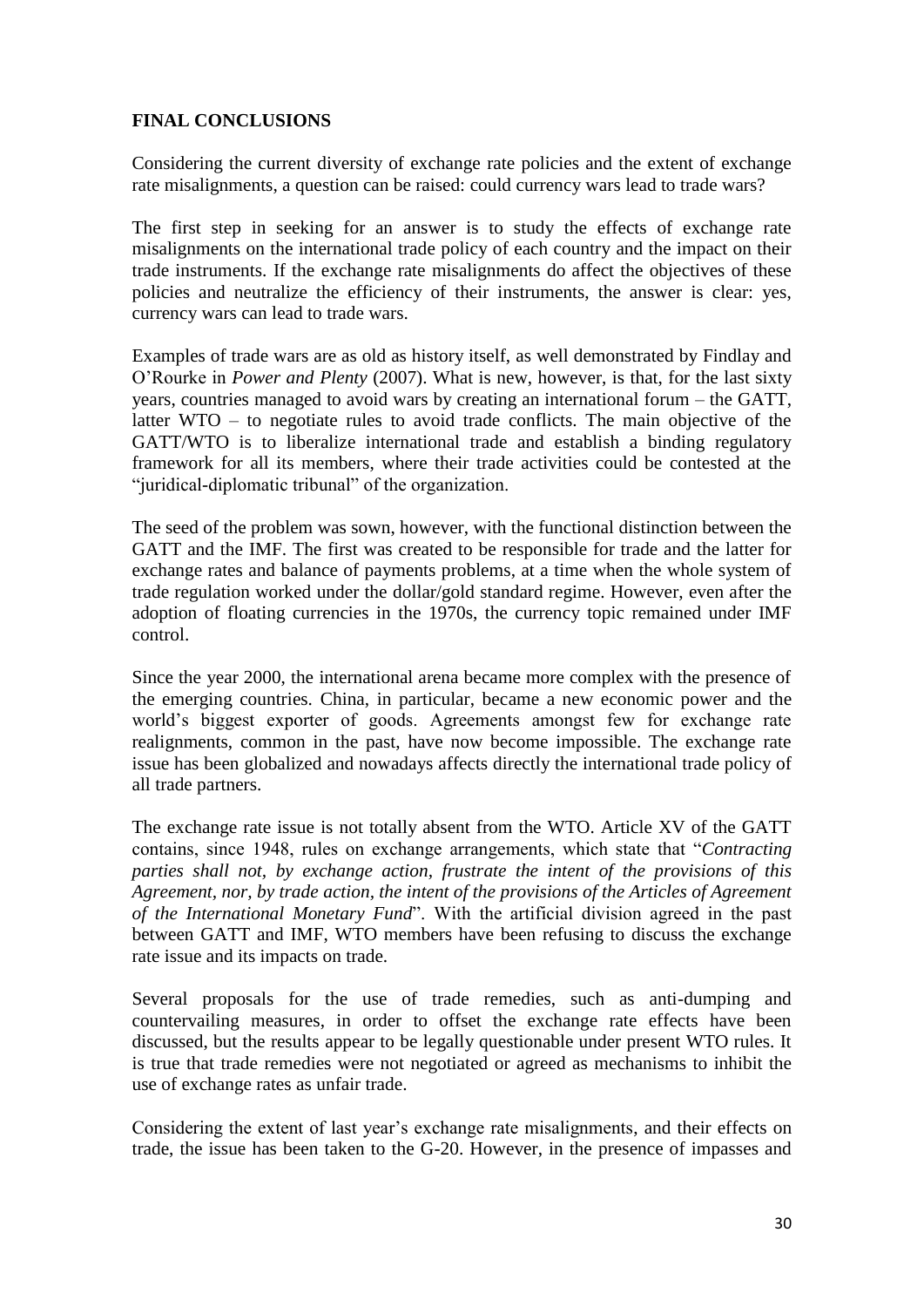## FINAL CONCLUSIONS

Considering the current diversity of exchange rate policies and the extent of exchange rate misalignments, a question can be raised: could currency wars lead to trade wars?

The first step in seeking for an answer is to study the effects of exchange rate misalignments on the international trade policy of each country and the impact on their trade instruments. If the exchange rate misalignments do affect the objectives of these policies and neutralize the efficiency of their instruments, the answer is clear: yes, currency wars can lead to trade wars.

Examples of trade wars are as old as history itself, as well demonstrated by Findlay and O'Rourke in *Power and Plenty* (2007). What is new, however, is that, for the last sixty years, countries managed to avoid wars by creating an international forum – the GATT, latter WTO – to negotiate rules to avoid trade conflicts. The main objective of the GATT/WTO is to liberalize international trade and establish a binding regulatory framework for all its members, where their trade activities could be contested at the "juridical-diplomatic tribunal" of the organization.

The seed of the problem was sown, however, with the functional distinction between the GATT and the IMF. The first was created to be responsible for trade and the latter for exchange rates and balance of payments problems, at a time when the whole system of trade regulation worked under the dollar/gold standard regime. However, even after the adoption of floating currencies in the 1970s, the currency topic remained under IMF control.

Since the year 2000, the international arena became more complex with the presence of the emerging countries. China, in particular, became a new economic power and the world's biggest exporter of goods. Agreements amongst few for exchange rate realignments, common in the past, have now become impossible. The exchange rate issue has been globalized and nowadays affects directly the international trade policy of all trade partners.

The exchange rate issue is not totally absent from the WTO. Article XV of the GATT contains, since 1948, rules on exchange arrangements, which state that "*Contracting parties shall not, by exchange action, frustrate the intent of the provisions of this Agreement, nor, by trade action, the intent of the provisions of the Articles of Agreement of the International Monetary Fund*". With the artificial division agreed in the past between GATT and IMF, WTO members have been refusing to discuss the exchange rate issue and its impacts on trade.

Several proposals for the use of trade remedies, such as anti-dumping and countervailing measures, in order to offset the exchange rate effects have been discussed, but the results appear to be legally questionable under present WTO rules. It is true that trade remedies were not negotiated or agreed as mechanisms to inhibit the use of exchange rates as unfair trade.

Considering the extent of last year's exchange rate misalignments, and their effects on trade, the issue has been taken to the G-20. However, in the presence of impasses and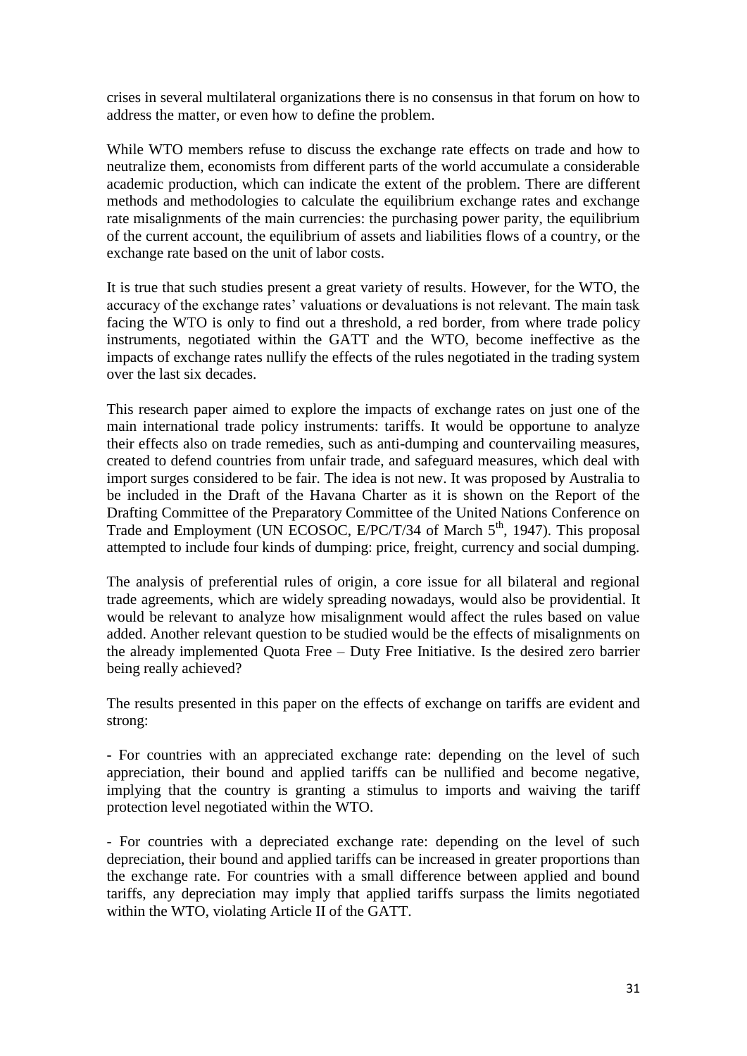crises in several multilateral organizations there is no consensus in that forum on how to address the matter, or even how to define the problem.

While WTO members refuse to discuss the exchange rate effects on trade and how to neutralize them, economists from different parts of the world accumulate a considerable academic production, which can indicate the extent of the problem. There are different methods and methodologies to calculate the equilibrium exchange rates and exchange rate misalignments of the main currencies: the purchasing power parity, the equilibrium of the current account, the equilibrium of assets and liabilities flows of a country, or the exchange rate based on the unit of labor costs.

It is true that such studies present a great variety of results. However, for the WTO, the accuracy of the exchange rates' valuations or devaluations is not relevant. The main task facing the WTO is only to find out a threshold, a red border, from where trade policy instruments, negotiated within the GATT and the WTO, become ineffective as the impacts of exchange rates nullify the effects of the rules negotiated in the trading system over the last six decades.

This research paper aimed to explore the impacts of exchange rates on just one of the main international trade policy instruments: tariffs. It would be opportune to analyze their effects also on trade remedies, such as anti-dumping and countervailing measures, created to defend countries from unfair trade, and safeguard measures, which deal with import surges considered to be fair. The idea is not new. It was proposed by Australia to be included in the Draft of the Havana Charter as it is shown on the Report of the Drafting Committee of the Preparatory Committee of the United Nations Conference on Trade and Employment (UN ECOSOC, E/PC/T/34 of March 5th, 1947). This proposal attempted to include four kinds of dumping: price, freight, currency and social dumping.

The analysis of preferential rules of origin, a core issue for all bilateral and regional trade agreements, which are widely spreading nowadays, would also be providential. It would be relevant to analyze how misalignment would affect the rules based on value added. Another relevant question to be studied would be the effects of misalignments on the already implemented Quota Free – Duty Free Initiative. Is the desired zero barrier being really achieved?

The results presented in this paper on the effects of exchange on tariffs are evident and strong:

- For countries with an appreciated exchange rate: depending on the level of such appreciation, their bound and applied tariffs can be nullified and become negative, implying that the country is granting a stimulus to imports and waiving the tariff protection level negotiated within the WTO.

- For countries with a depreciated exchange rate: depending on the level of such depreciation, their bound and applied tariffs can be increased in greater proportions than the exchange rate. For countries with a small difference between applied and bound tariffs, any depreciation may imply that applied tariffs surpass the limits negotiated within the WTO, violating Article II of the GATT.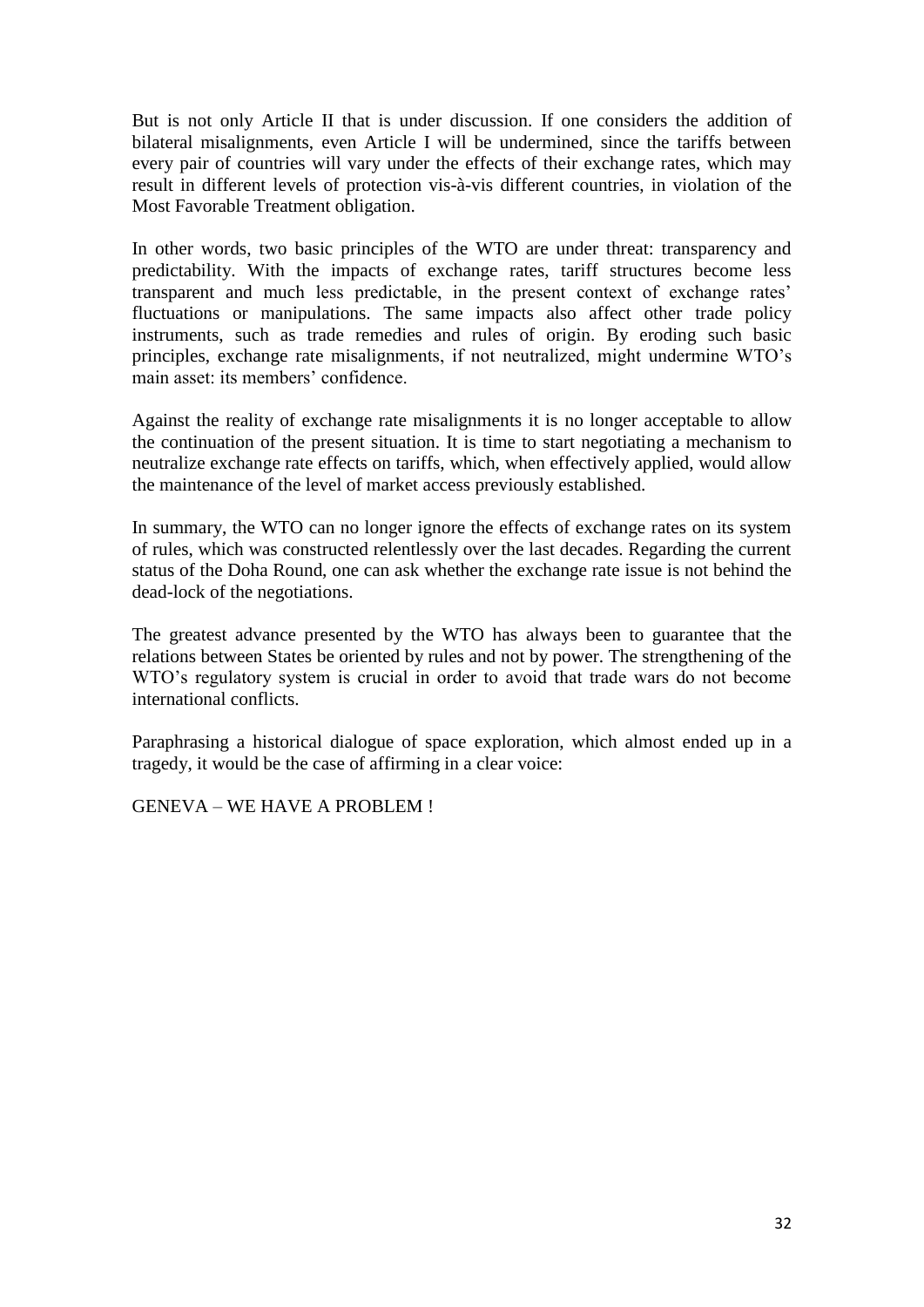But is not only Article II that is under discussion. If one considers the addition of bilateral misalignments, even Article I will be undermined, since the tariffs between every pair of countries will vary under the effects of their exchange rates, which may result in different levels of protection vis-à-vis different countries, in violation of the Most Favorable Treatment obligation.

In other words, two basic principles of the WTO are under threat: transparency and predictability. With the impacts of exchange rates, tariff structures become less transparent and much less predictable, in the present context of exchange rates' fluctuations or manipulations. The same impacts also affect other trade policy instruments, such as trade remedies and rules of origin. By eroding such basic principles, exchange rate misalignments, if not neutralized, might undermine WTO's main asset: its members' confidence.

Against the reality of exchange rate misalignments it is no longer acceptable to allow the continuation of the present situation. It is time to start negotiating a mechanism to neutralize exchange rate effects on tariffs, which, when effectively applied, would allow the maintenance of the level of market access previously established.

In summary, the WTO can no longer ignore the effects of exchange rates on its system of rules, which was constructed relentlessly over the last decades. Regarding the current status of the Doha Round, one can ask whether the exchange rate issue is not behind the dead-lock of the negotiations.

The greatest advance presented by the WTO has always been to guarantee that the relations between States be oriented by rules and not by power. The strengthening of the WTO's regulatory system is crucial in order to avoid that trade wars do not become international conflicts.

Paraphrasing a historical dialogue of space exploration, which almost ended up in a tragedy, it would be the case of affirming in a clear voice:

GENEVA – WE HAVE A PROBLEM !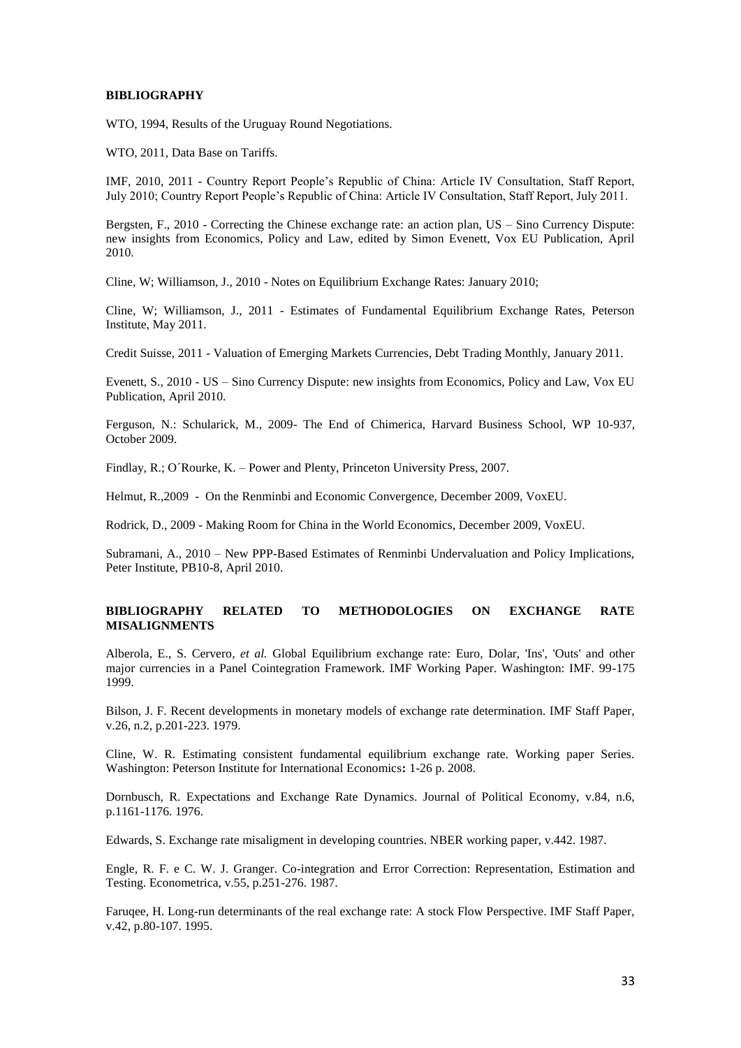**BIBLIOGRAPHY**

WTO, 1994, Results of the Uruguay Round Negotiations.

WTO, 2011, Data Base on Tariffs.

IMF, 2010, 2011 - Country Report People's Republic of China: Article IV Consultation, Staff Report, July 2010; Country Report People's Republic of China: Article IV Consultation, Staff Report, July 2011.

Bergsten, F., 2010 - Correcting the Chinese exchange rate: an action plan, US – Sino Currency Dispute: new insights from Economics, Policy and Law, edited by Simon Evenett, Vox EU Publication, April 2010.

Cline, W; Williamson, J., 2010 - Notes on Equilibrium Exchange Rates: January 2010;

Cline, W; Williamson, J., 2011 - Estimates of Fundamental Equilibrium Exchange Rates, Peterson Institute, May 2011.

Credit Suisse, 2011 - Valuation of Emerging Markets Currencies, Debt Trading Monthly, January 2011.

Evenett, S., 2010 - US – Sino Currency Dispute: new insights from Economics, Policy and Law, Vox EU Publication, April 2010.

Ferguson, N.: Schularick, M., 2009- The End of Chimerica, Harvard Business School, WP 10-937, October 2009.

Findlay, R.; O´Rourke, K. – Power and Plenty, Princeton University Press, 2007.

Helmut, R.,2009 - On the Renminbi and Economic Convergence, December 2009, VoxEU.

Rodrick, D., 2009 - Making Room for China in the World Economics, December 2009, VoxEU.

Subramani, A., 2010 – New PPP-Based Estimates of Renminbi Undervaluation and Policy Implications, Peter Institute, PB10-8, April 2010.

**BIBLIOGRAPHY RELATED TO METHODOLOGIES ON EXCHANGE RATE MISALIGNMENTS**

Alberola, E., S. Cervero, *et al.* Global Equilibrium exchange rate: Euro, Dolar, 'Ins', 'Outs' and other major currencies in a Panel Cointegration Framework. IMF Working Paper. Washington: IMF. 99-175 1999.

Bilson, J. F. Recent developments in monetary models of exchange rate determination. IMF Staff Paper, v.26, n.2, p.201-223. 1979.

Cline, W. R. Estimating consistent fundamental equilibrium exchange rate. Working paper Series. Washington: Peterson Institute for International Economics**:** 1-26 p. 2008.

Dornbusch, R. Expectations and Exchange Rate Dynamics. Journal of Political Economy, v.84, n.6, p.1161-1176. 1976.

Edwards, S. Exchange rate misaligment in developing countries. NBER working paper, v.442. 1987.

Engle, R. F. e C. W. J. Granger. Co-integration and Error Correction: Representation, Estimation and Testing. Econometrica, v.55, p.251-276. 1987.

Faruqee, H. Long-run determinants of the real exchange rate: A stock Flow Perspective. IMF Staff Paper, v.42, p.80-107. 1995.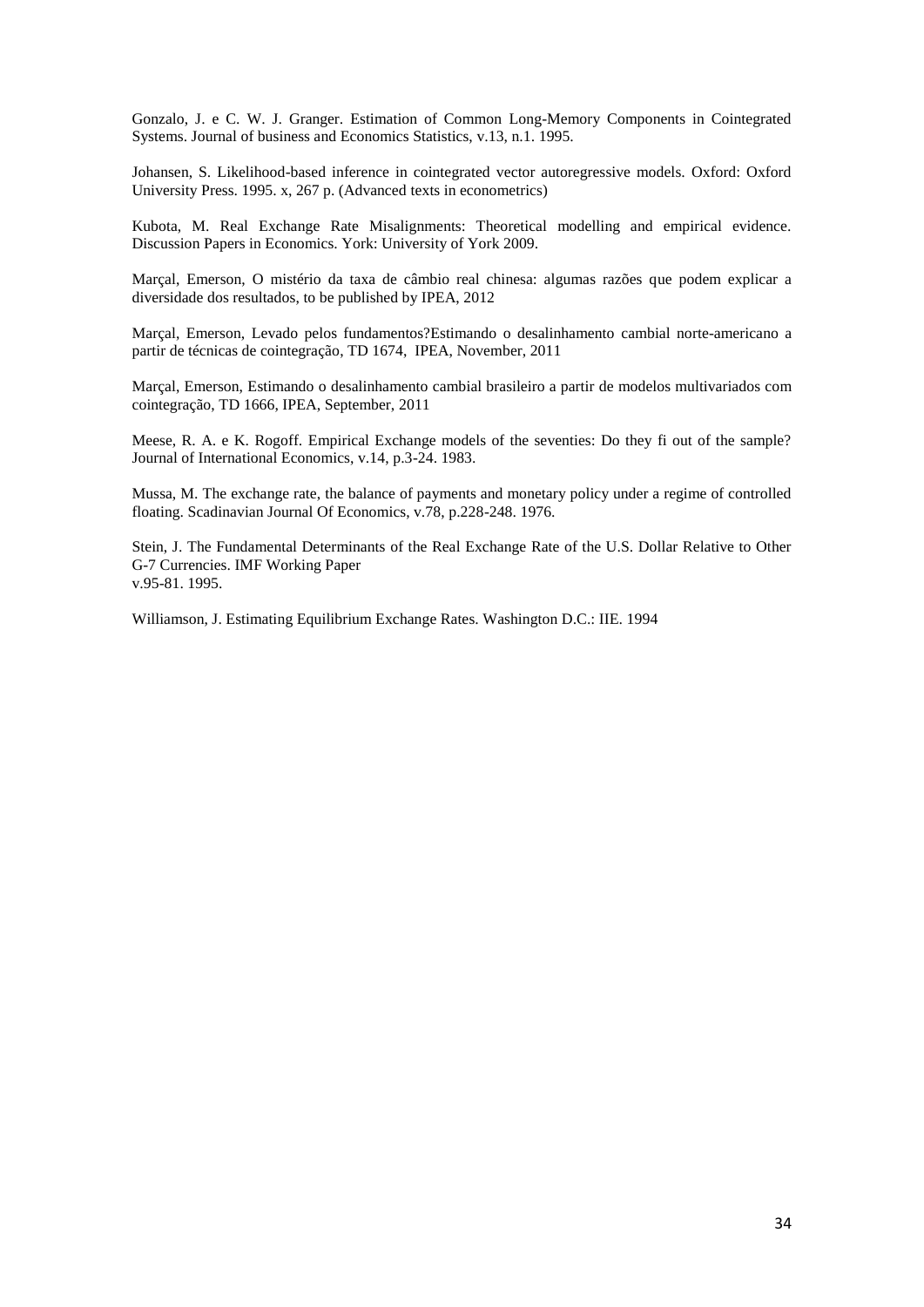Gonzalo, J. e C. W. J. Granger. Estimation of Common Long-Memory Components in Cointegrated Systems. Journal of business and Economics Statistics, v.13, n.1. 1995.

Johansen, S. Likelihood-based inference in cointegrated vector autoregressive models. Oxford: Oxford University Press. 1995. x, 267 p. (Advanced texts in econometrics)

Kubota, M. Real Exchange Rate Misalignments: Theoretical modelling and empirical evidence. Discussion Papers in Economics. York: University of York 2009.

Marçal, Emerson, O mistério da taxa de câmbio real chinesa: algumas razões que podem explicar a diversidade dos resultados, to be published by IPEA, 2012

Marçal, Emerson, Levado pelos fundamentos?Estimando o desalinhamento cambial norte-americano a partir de técnicas de cointegração, TD 1674, IPEA, November, 2011

Marçal, Emerson, Estimando o desalinhamento cambial brasileiro a partir de modelos multivariados com cointegração, TD 1666, IPEA, September, 2011

Meese, R. A. e K. Rogoff. Empirical Exchange models of the seventies: Do they fi out of the sample? Journal of International Economics, v.14, p.3-24. 1983.

Mussa, M. The exchange rate, the balance of payments and monetary policy under a regime of controlled floating. Scadinavian Journal Of Economics, v.78, p.228-248. 1976.

Stein, J. The Fundamental Determinants of the Real Exchange Rate of the U.S. Dollar Relative to Other G-7 Currencies. IMF Working Paper
v.95-81. 1995.

Williamson, J. Estimating Equilibrium Exchange Rates. Washington D.C.: IIE. 1994